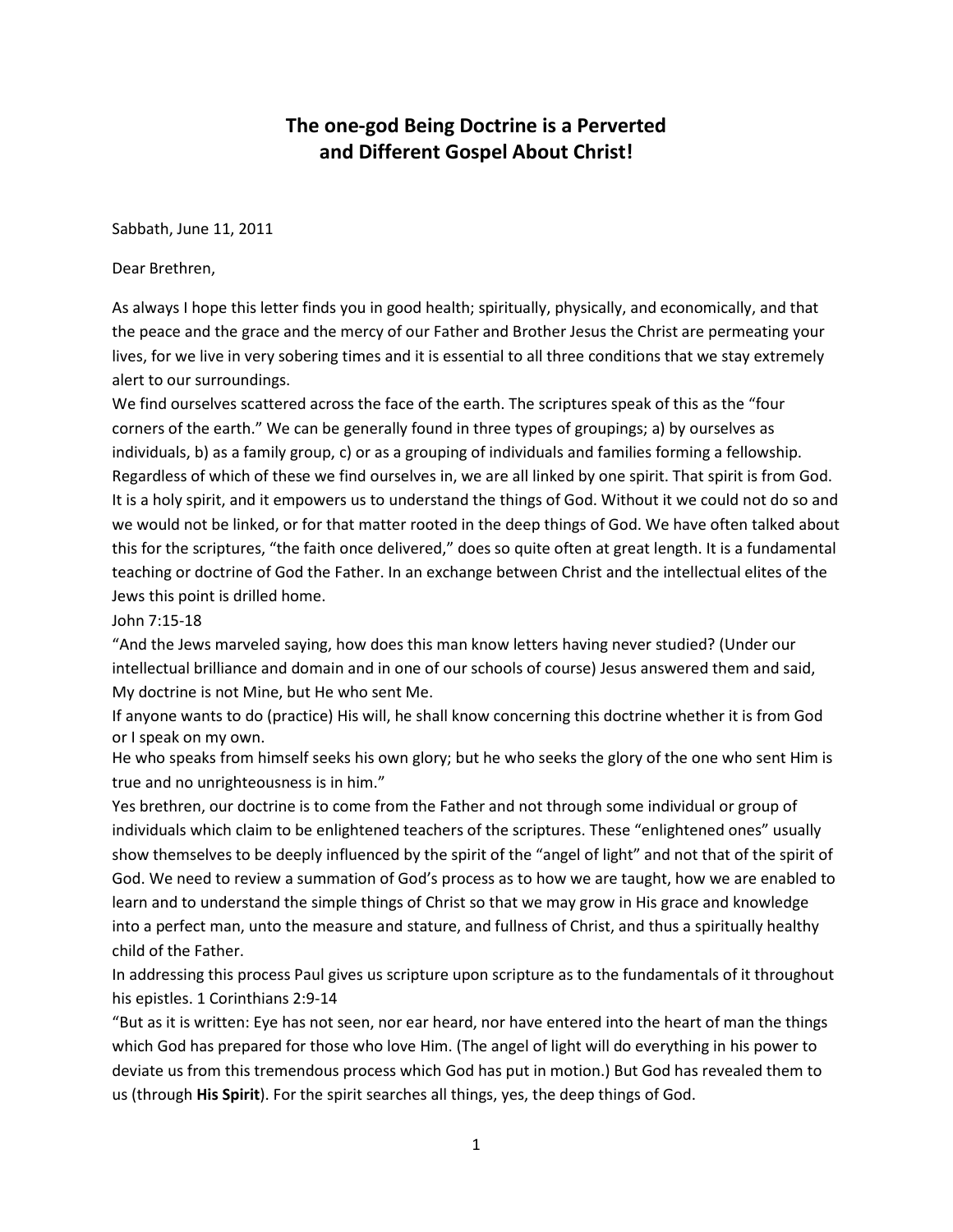# The one-god Being Doctrine is a Perverted and Different Gospel About Christ!

Sabbath, June 11, 2011

Dear Brethren,

As always I hope this letter finds you in good health; spiritually, physically, and economically, and that the peace and the grace and the mercy of our Father and Brother Jesus the Christ are permeating your lives, for we live in very sobering times and it is essential to all three conditions that we stay extremely alert to our surroundings.

We find ourselves scattered across the face of the earth. The scriptures speak of this as the "four corners of the earth." We can be generally found in three types of groupings; a) by ourselves as individuals, b) as a family group, c) or as a grouping of individuals and families forming a fellowship. Regardless of which of these we find ourselves in, we are all linked by one spirit. That spirit is from God. It is a holy spirit, and it empowers us to understand the things of God. Without it we could not do so and we would not be linked, or for that matter rooted in the deep things of God. We have often talked about this for the scriptures, "the faith once delivered," does so quite often at great length. It is a fundamental teaching or doctrine of God the Father. In an exchange between Christ and the intellectual elites of the Jews this point is drilled home.

John 7:15-18

"And the Jews marveled saying, how does this man know letters having never studied? (Under our intellectual brilliance and domain and in one of our schools of course) Jesus answered them and said, My doctrine is not Mine, but He who sent Me.

If anyone wants to do (practice) His will, he shall know concerning this doctrine whether it is from God or I speak on my own.

He who speaks from himself seeks his own glory; but he who seeks the glory of the one who sent Him is true and no unrighteousness is in him."

Yes brethren, our doctrine is to come from the Father and not through some individual or group of individuals which claim to be enlightened teachers of the scriptures. These "enlightened ones" usually show themselves to be deeply influenced by the spirit of the "angel of light" and not that of the spirit of God. We need to review a summation of God's process as to how we are taught, how we are enabled to learn and to understand the simple things of Christ so that we may grow in His grace and knowledge into a perfect man, unto the measure and stature, and fullness of Christ, and thus a spiritually healthy child of the Father.

In addressing this process Paul gives us scripture upon scripture as to the fundamentals of it throughout his epistles. 1 Corinthians 2:9-14

"But as it is written: Eye has not seen, nor ear heard, nor have entered into the heart of man the things which God has prepared for those who love Him. (The angel of light will do everything in his power to deviate us from this tremendous process which God has put in motion.) But God has revealed them to us (through **His Spirit**). For the spirit searches all things, yes, the deep things of God.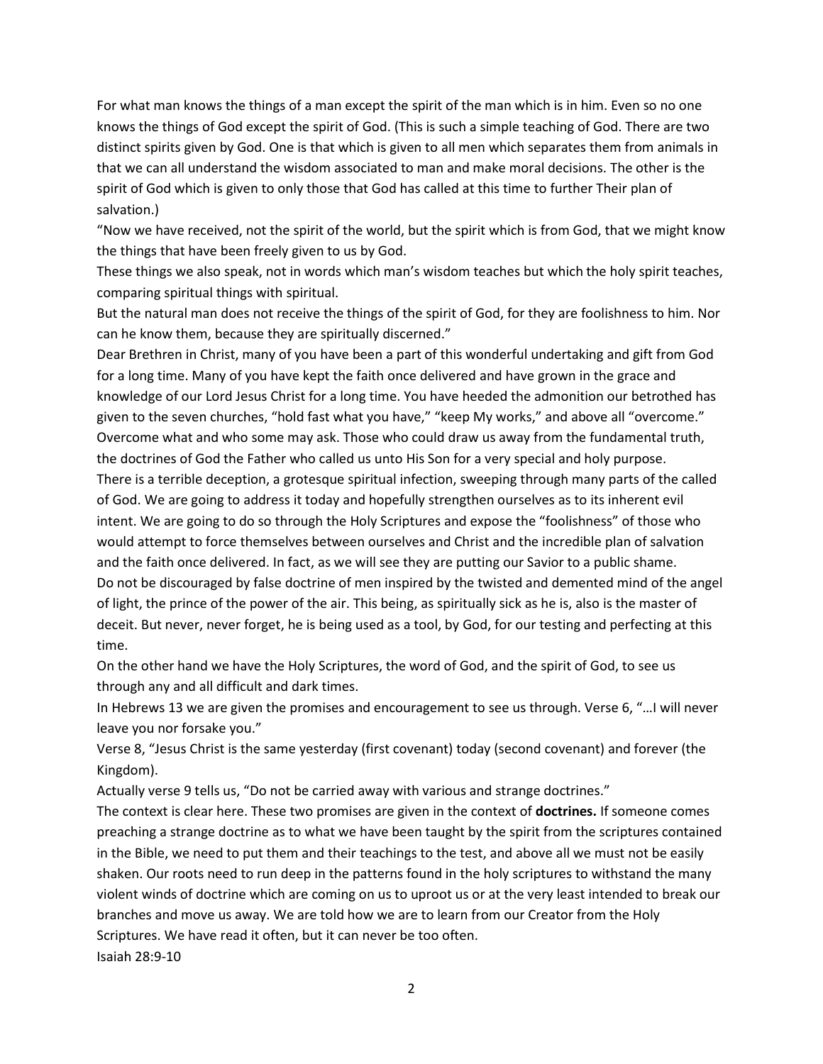For what man knows the things of a man except the spirit of the man which is in him. Even so no one knows the things of God except the spirit of God. (This is such a simple teaching of God. There are two distinct spirits given by God. One is that which is given to all men which separates them from animals in that we can all understand the wisdom associated to man and make moral decisions. The other is the spirit of God which is given to only those that God has called at this time to further Their plan of salvation.)

"Now we have received, not the spirit of the world, but the spirit which is from God, that we might know the things that have been freely given to us by God.

These things we also speak, not in words which man's wisdom teaches but which the holy spirit teaches, comparing spiritual things with spiritual.

But the natural man does not receive the things of the spirit of God, for they are foolishness to him. Nor can he know them, because they are spiritually discerned."

Dear Brethren in Christ, many of you have been a part of this wonderful undertaking and gift from God for a long time. Many of you have kept the faith once delivered and have grown in the grace and knowledge of our Lord Jesus Christ for a long time. You have heeded the admonition our betrothed has given to the seven churches, "hold fast what you have," "keep My works," and above all "overcome." Overcome what and who some may ask. Those who could draw us away from the fundamental truth, the doctrines of God the Father who called us unto His Son for a very special and holy purpose.

There is a terrible deception, a grotesque spiritual infection, sweeping through many parts of the called of God. We are going to address it today and hopefully strengthen ourselves as to its inherent evil intent. We are going to do so through the Holy Scriptures and expose the "foolishness" of those who would attempt to force themselves between ourselves and Christ and the incredible plan of salvation and the faith once delivered. In fact, as we will see they are putting our Savior to a public shame.

Do not be discouraged by false doctrine of men inspired by the twisted and demented mind of the angel of light, the prince of the power of the air. This being, as spiritually sick as he is, also is the master of deceit. But never, never forget, he is being used as a tool, by God, for our testing and perfecting at this time.

On the other hand we have the Holy Scriptures, the word of God, and the spirit of God, to see us through any and all difficult and dark times.

In Hebrews 13 we are given the promises and encouragement to see us through. Verse 6, "…I will never leave you nor forsake you."

Verse 8, "Jesus Christ is the same yesterday (first covenant) today (second covenant) and forever (the Kingdom).

Actually verse 9 tells us, "Do not be carried away with various and strange doctrines."

The context is clear here. These two promises are given in the context of **doctrines.** If someone comes preaching a strange doctrine as to what we have been taught by the spirit from the scriptures contained in the Bible, we need to put them and their teachings to the test, and above all we must not be easily shaken. Our roots need to run deep in the patterns found in the holy scriptures to withstand the many violent winds of doctrine which are coming on us to uproot us or at the very least intended to break our branches and move us away. We are told how we are to learn from our Creator from the Holy Scriptures. We have read it often, but it can never be too often.

Isaiah 28:9-10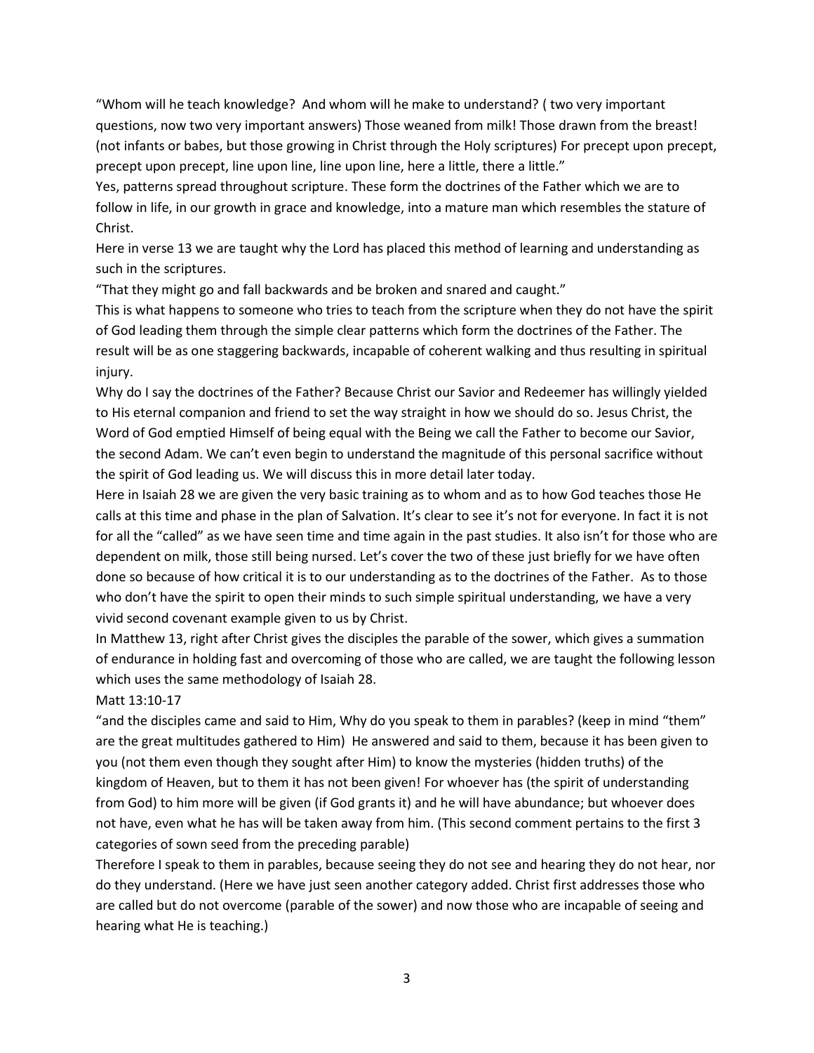"Whom will he teach knowledge? And whom will he make to understand? ( two very important questions, now two very important answers) Those weaned from milk! Those drawn from the breast! (not infants or babes, but those growing in Christ through the Holy scriptures) For precept upon precept, precept upon precept, line upon line, line upon line, here a little, there a little."

Yes, patterns spread throughout scripture. These form the doctrines of the Father which we are to follow in life, in our growth in grace and knowledge, into a mature man which resembles the stature of Christ.

Here in verse 13 we are taught why the Lord has placed this method of learning and understanding as such in the scriptures.

"That they might go and fall backwards and be broken and snared and caught."

This is what happens to someone who tries to teach from the scripture when they do not have the spirit of God leading them through the simple clear patterns which form the doctrines of the Father. The result will be as one staggering backwards, incapable of coherent walking and thus resulting in spiritual injury.

Why do I say the doctrines of the Father? Because Christ our Savior and Redeemer has willingly yielded to His eternal companion and friend to set the way straight in how we should do so. Jesus Christ, the Word of God emptied Himself of being equal with the Being we call the Father to become our Savior, the second Adam. We can't even begin to understand the magnitude of this personal sacrifice without the spirit of God leading us. We will discuss this in more detail later today.

Here in Isaiah 28 we are given the very basic training as to whom and as to how God teaches those He calls at this time and phase in the plan of Salvation. It's clear to see it's not for everyone. In fact it is not for all the "called" as we have seen time and time again in the past studies. It also isn't for those who are dependent on milk, those still being nursed. Let's cover the two of these just briefly for we have often done so because of how critical it is to our understanding as to the doctrines of the Father. As to those who don't have the spirit to open their minds to such simple spiritual understanding, we have a very vivid second covenant example given to us by Christ.

In Matthew 13, right after Christ gives the disciples the parable of the sower, which gives a summation of endurance in holding fast and overcoming of those who are called, we are taught the following lesson which uses the same methodology of Isaiah 28.

Matt 13:10-17

"and the disciples came and said to Him, Why do you speak to them in parables? (keep in mind "them" are the great multitudes gathered to Him) He answered and said to them, because it has been given to you (not them even though they sought after Him) to know the mysteries (hidden truths) of the kingdom of Heaven, but to them it has not been given! For whoever has (the spirit of understanding from God) to him more will be given (if God grants it) and he will have abundance; but whoever does not have, even what he has will be taken away from him. (This second comment pertains to the first 3 categories of sown seed from the preceding parable)

Therefore I speak to them in parables, because seeing they do not see and hearing they do not hear, nor do they understand. (Here we have just seen another category added. Christ first addresses those who are called but do not overcome (parable of the sower) and now those who are incapable of seeing and hearing what He is teaching.)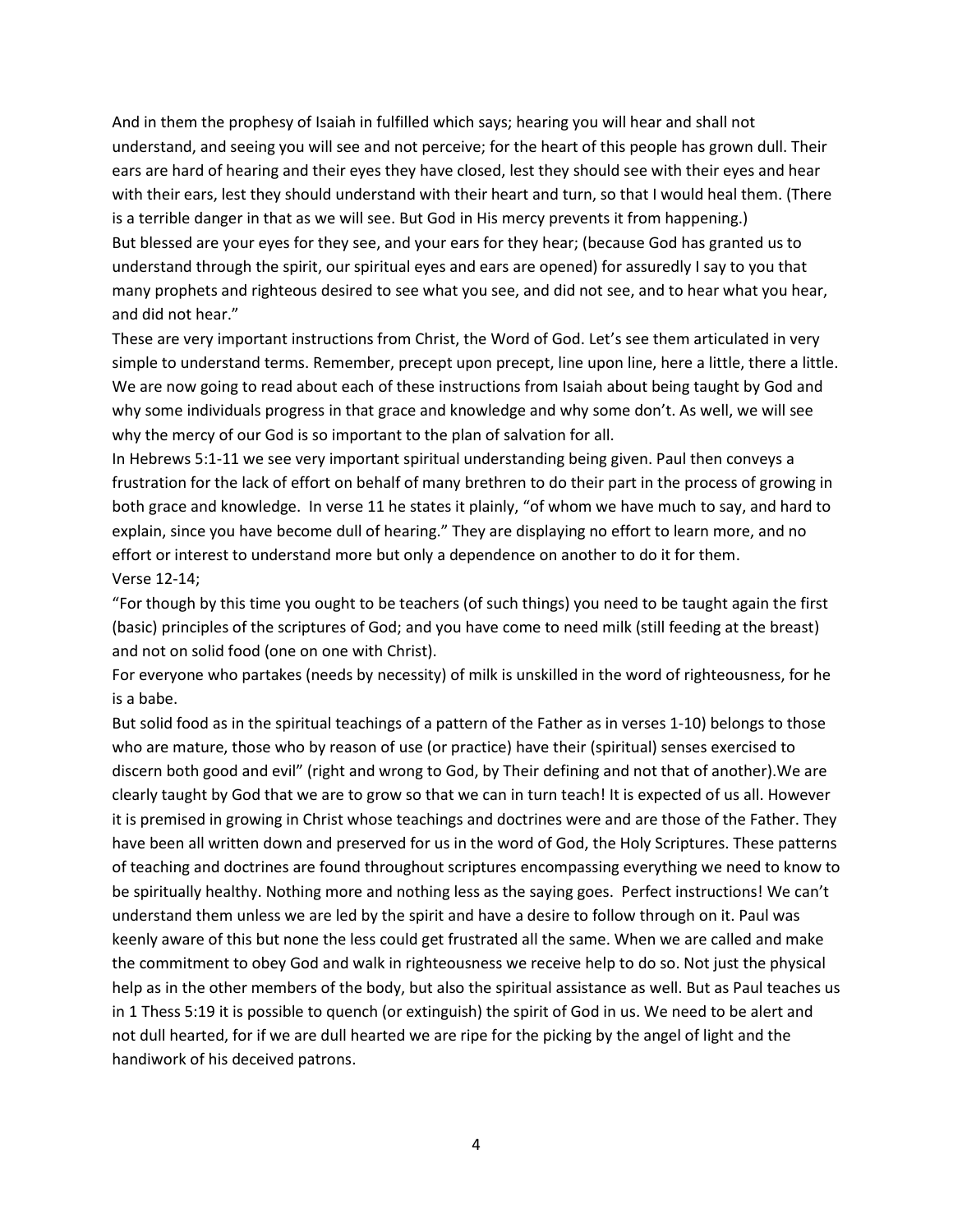And in them the prophesy of Isaiah in fulfilled which says; hearing you will hear and shall not understand, and seeing you will see and not perceive; for the heart of this people has grown dull. Their ears are hard of hearing and their eyes they have closed, lest they should see with their eyes and hear with their ears, lest they should understand with their heart and turn, so that I would heal them. (There is a terrible danger in that as we will see. But God in His mercy prevents it from happening.)

But blessed are your eyes for they see, and your ears for they hear; (because God has granted us to understand through the spirit, our spiritual eyes and ears are opened) for assuredly I say to you that many prophets and righteous desired to see what you see, and did not see, and to hear what you hear, and did not hear."

These are very important instructions from Christ, the Word of God. Let's see them articulated in very simple to understand terms. Remember, precept upon precept, line upon line, here a little, there a little. We are now going to read about each of these instructions from Isaiah about being taught by God and why some individuals progress in that grace and knowledge and why some don't. As well, we will see why the mercy of our God is so important to the plan of salvation for all.

In Hebrews 5:1-11 we see very important spiritual understanding being given. Paul then conveys a frustration for the lack of effort on behalf of many brethren to do their part in the process of growing in both grace and knowledge. In verse 11 he states it plainly, "of whom we have much to say, and hard to explain, since you have become dull of hearing." They are displaying no effort to learn more, and no effort or interest to understand more but only a dependence on another to do it for them.

Verse 12-14;

"For though by this time you ought to be teachers (of such things) you need to be taught again the first (basic) principles of the scriptures of God; and you have come to need milk (still feeding at the breast) and not on solid food (one on one with Christ).

For everyone who partakes (needs by necessity) of milk is unskilled in the word of righteousness, for he is a babe.

But solid food as in the spiritual teachings of a pattern of the Father as in verses 1-10) belongs to those who are mature, those who by reason of use (or practice) have their (spiritual) senses exercised to discern both good and evil" (right and wrong to God, by Their defining and not that of another).We are clearly taught by God that we are to grow so that we can in turn teach! It is expected of us all. However it is premised in growing in Christ whose teachings and doctrines were and are those of the Father. They have been all written down and preserved for us in the word of God, the Holy Scriptures. These patterns of teaching and doctrines are found throughout scriptures encompassing everything we need to know to be spiritually healthy. Nothing more and nothing less as the saying goes. Perfect instructions! We can't understand them unless we are led by the spirit and have a desire to follow through on it. Paul was keenly aware of this but none the less could get frustrated all the same. When we are called and make the commitment to obey God and walk in righteousness we receive help to do so. Not just the physical help as in the other members of the body, but also the spiritual assistance as well. But as Paul teaches us in 1 Thess 5:19 it is possible to quench (or extinguish) the spirit of God in us. We need to be alert and not dull hearted, for if we are dull hearted we are ripe for the picking by the angel of light and the handiwork of his deceived patrons.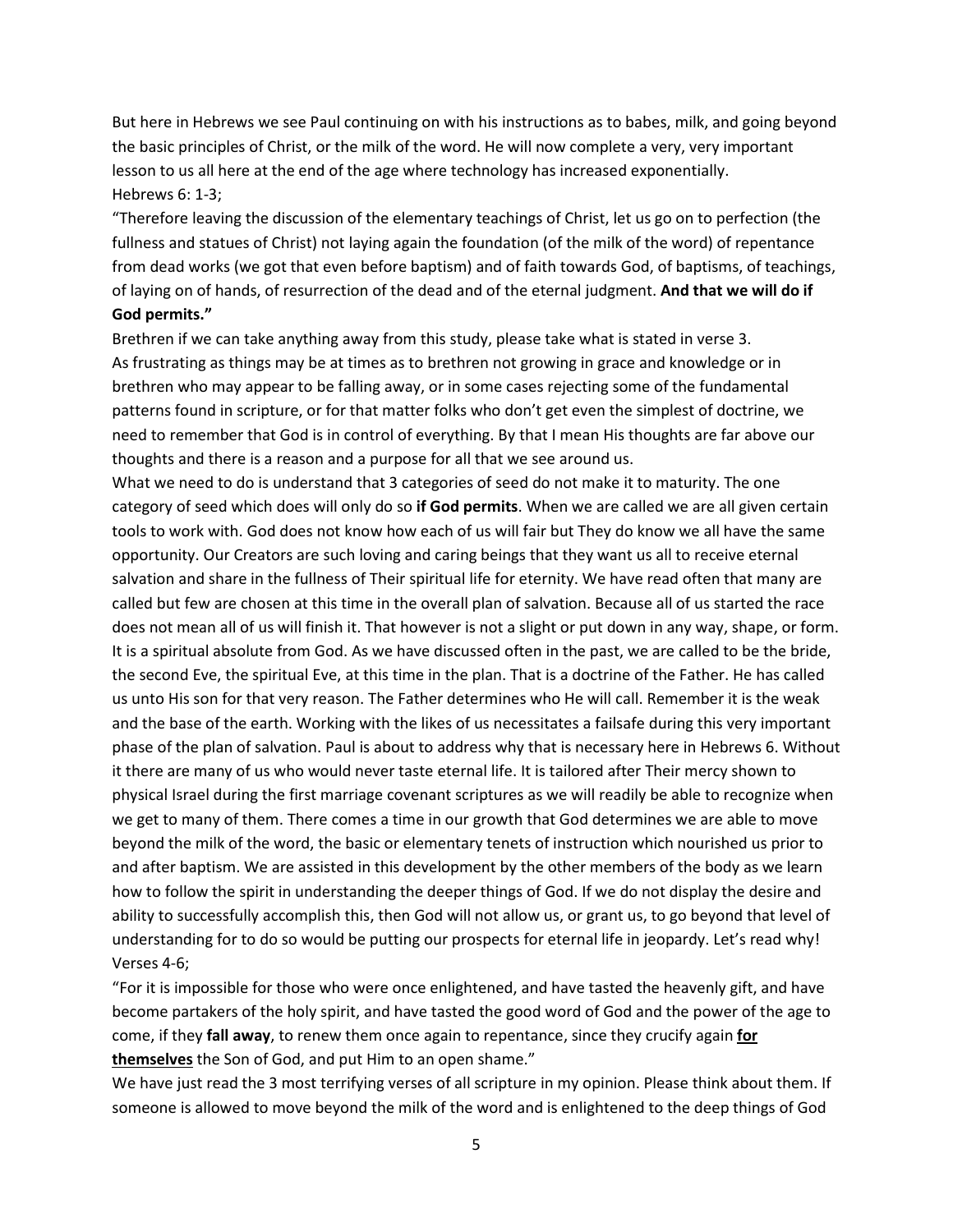But here in Hebrews we see Paul continuing on with his instructions as to babes, milk, and going beyond the basic principles of Christ, or the milk of the word. He will now complete a very, very important lesson to us all here at the end of the age where technology has increased exponentially.
Hebrews 6: 1-3;

"Therefore leaving the discussion of the elementary teachings of Christ, let us go on to perfection (the fullness and statues of Christ) not laying again the foundation (of the milk of the word) of repentance from dead works (we got that even before baptism) and of faith towards God, of baptisms, of teachings, of laying on of hands, of resurrection of the dead and of the eternal judgment. **And that we will do if God permits."**

Brethren if we can take anything away from this study, please take what is stated in verse 3.
As frustrating as things may be at times as to brethren not growing in grace and knowledge or in brethren who may appear to be falling away, or in some cases rejecting some of the fundamental patterns found in scripture, or for that matter folks who don't get even the simplest of doctrine, we need to remember that God is in control of everything. By that I mean His thoughts are far above our thoughts and there is a reason and a purpose for all that we see around us.

What we need to do is understand that 3 categories of seed do not make it to maturity. The one category of seed which does will only do so **if God permits**. When we are called we are all given certain tools to work with. God does not know how each of us will fair but They do know we all have the same opportunity. Our Creators are such loving and caring beings that they want us all to receive eternal salvation and share in the fullness of Their spiritual life for eternity. We have read often that many are called but few are chosen at this time in the overall plan of salvation. Because all of us started the race does not mean all of us will finish it. That however is not a slight or put down in any way, shape, or form. It is a spiritual absolute from God. As we have discussed often in the past, we are called to be the bride, the second Eve, the spiritual Eve, at this time in the plan. That is a doctrine of the Father. He has called us unto His son for that very reason. The Father determines who He will call. Remember it is the weak and the base of the earth. Working with the likes of us necessitates a failsafe during this very important phase of the plan of salvation. Paul is about to address why that is necessary here in Hebrews 6. Without it there are many of us who would never taste eternal life. It is tailored after Their mercy shown to physical Israel during the first marriage covenant scriptures as we will readily be able to recognize when we get to many of them. There comes a time in our growth that God determines we are able to move beyond the milk of the word, the basic or elementary tenets of instruction which nourished us prior to and after baptism. We are assisted in this development by the other members of the body as we learn how to follow the spirit in understanding the deeper things of God. If we do not display the desire and ability to successfully accomplish this, then God will not allow us, or grant us, to go beyond that level of understanding for to do so would be putting our prospects for eternal life in jeopardy. Let's read why!
Verses 4-6;

"For it is impossible for those who were once enlightened, and have tasted the heavenly gift, and have become partakers of the holy spirit, and have tasted the good word of God and the power of the age to come, if they **fall away**, to renew them once again to repentance, since they crucify again **<u>for themselves</u>** the Son of God, and put Him to an open shame."

We have just read the 3 most terrifying verses of all scripture in my opinion. Please think about them. If someone is allowed to move beyond the milk of the word and is enlightened to the deep things of God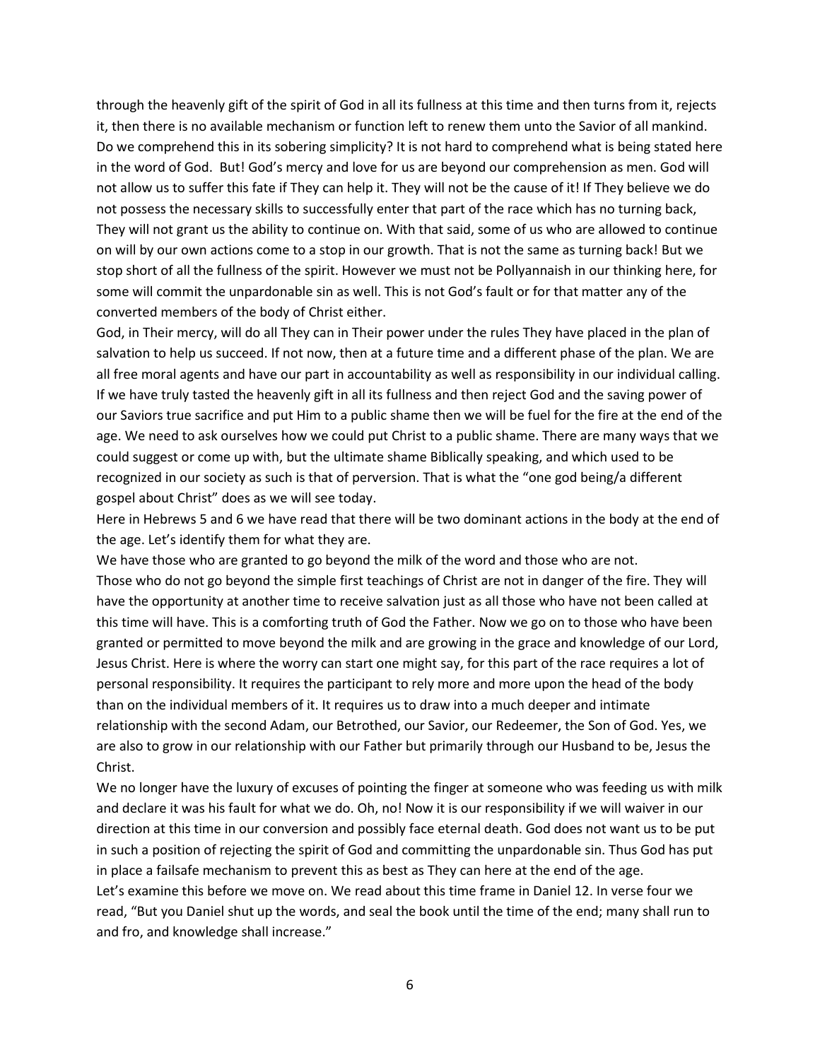through the heavenly gift of the spirit of God in all its fullness at this time and then turns from it, rejects it, then there is no available mechanism or function left to renew them unto the Savior of all mankind. Do we comprehend this in its sobering simplicity? It is not hard to comprehend what is being stated here in the word of God. But! God's mercy and love for us are beyond our comprehension as men. God will not allow us to suffer this fate if They can help it. They will not be the cause of it! If They believe we do not possess the necessary skills to successfully enter that part of the race which has no turning back, They will not grant us the ability to continue on. With that said, some of us who are allowed to continue on will by our own actions come to a stop in our growth. That is not the same as turning back! But we stop short of all the fullness of the spirit. However we must not be Pollyannaish in our thinking here, for some will commit the unpardonable sin as well. This is not God's fault or for that matter any of the converted members of the body of Christ either.

God, in Their mercy, will do all They can in Their power under the rules They have placed in the plan of salvation to help us succeed. If not now, then at a future time and a different phase of the plan. We are all free moral agents and have our part in accountability as well as responsibility in our individual calling. If we have truly tasted the heavenly gift in all its fullness and then reject God and the saving power of our Saviors true sacrifice and put Him to a public shame then we will be fuel for the fire at the end of the age. We need to ask ourselves how we could put Christ to a public shame. There are many ways that we could suggest or come up with, but the ultimate shame Biblically speaking, and which used to be recognized in our society as such is that of perversion. That is what the "one god being/a different gospel about Christ" does as we will see today.

Here in Hebrews 5 and 6 we have read that there will be two dominant actions in the body at the end of the age. Let's identify them for what they are.

We have those who are granted to go beyond the milk of the word and those who are not.

Those who do not go beyond the simple first teachings of Christ are not in danger of the fire. They will have the opportunity at another time to receive salvation just as all those who have not been called at this time will have. This is a comforting truth of God the Father. Now we go on to those who have been granted or permitted to move beyond the milk and are growing in the grace and knowledge of our Lord, Jesus Christ. Here is where the worry can start one might say, for this part of the race requires a lot of personal responsibility. It requires the participant to rely more and more upon the head of the body than on the individual members of it. It requires us to draw into a much deeper and intimate relationship with the second Adam, our Betrothed, our Savior, our Redeemer, the Son of God. Yes, we are also to grow in our relationship with our Father but primarily through our Husband to be, Jesus the Christ.

We no longer have the luxury of excuses of pointing the finger at someone who was feeding us with milk and declare it was his fault for what we do. Oh, no! Now it is our responsibility if we will waiver in our direction at this time in our conversion and possibly face eternal death. God does not want us to be put in such a position of rejecting the spirit of God and committing the unpardonable sin. Thus God has put in place a failsafe mechanism to prevent this as best as They can here at the end of the age.

Let's examine this before we move on. We read about this time frame in Daniel 12. In verse four we read, "But you Daniel shut up the words, and seal the book until the time of the end; many shall run to and fro, and knowledge shall increase."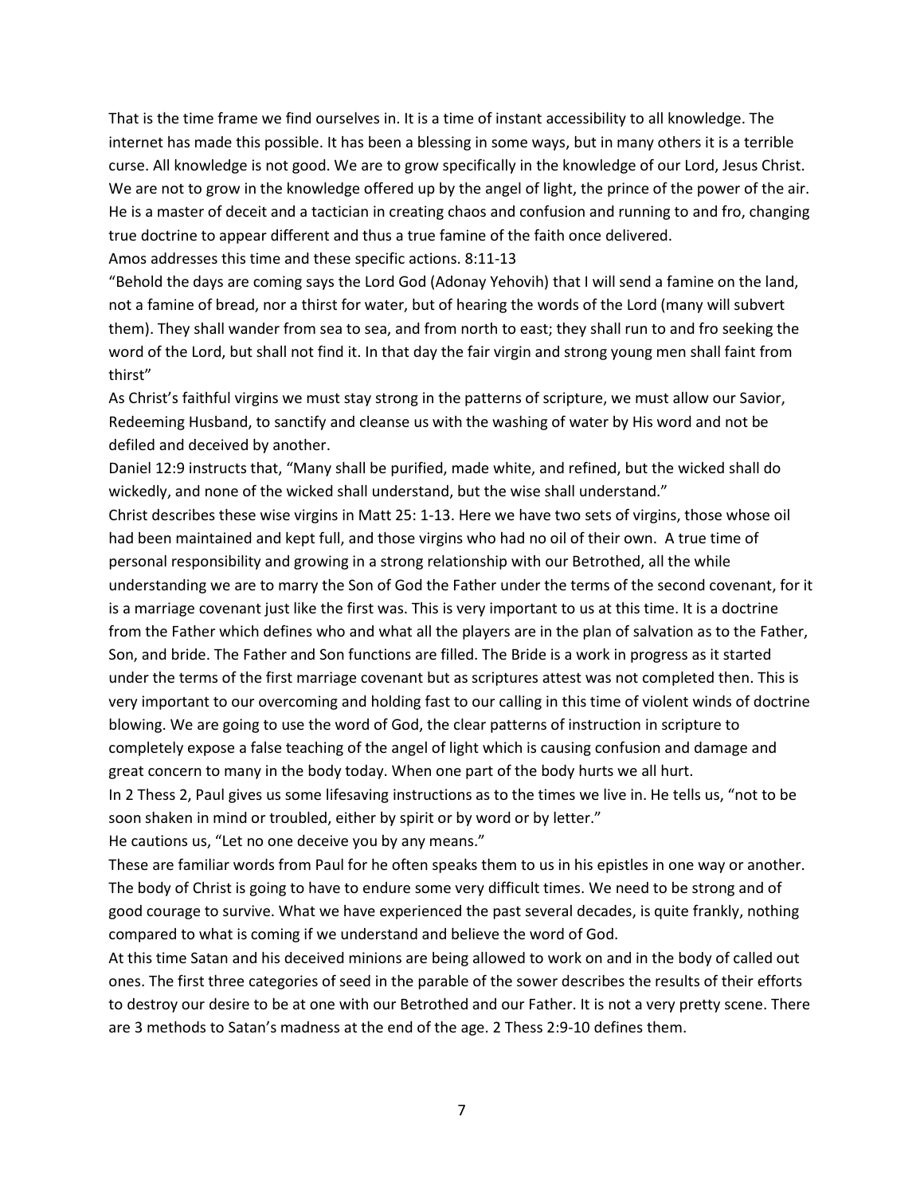That is the time frame we find ourselves in. It is a time of instant accessibility to all knowledge. The internet has made this possible. It has been a blessing in some ways, but in many others it is a terrible curse. All knowledge is not good. We are to grow specifically in the knowledge of our Lord, Jesus Christ. We are not to grow in the knowledge offered up by the angel of light, the prince of the power of the air. He is a master of deceit and a tactician in creating chaos and confusion and running to and fro, changing true doctrine to appear different and thus a true famine of the faith once delivered.

Amos addresses this time and these specific actions. 8:11-13

"Behold the days are coming says the Lord God (Adonay Yehovih) that I will send a famine on the land, not a famine of bread, nor a thirst for water, but of hearing the words of the Lord (many will subvert them). They shall wander from sea to sea, and from north to east; they shall run to and fro seeking the word of the Lord, but shall not find it. In that day the fair virgin and strong young men shall faint from thirst"

As Christ's faithful virgins we must stay strong in the patterns of scripture, we must allow our Savior, Redeeming Husband, to sanctify and cleanse us with the washing of water by His word and not be defiled and deceived by another.

Daniel 12:9 instructs that, "Many shall be purified, made white, and refined, but the wicked shall do wickedly, and none of the wicked shall understand, but the wise shall understand."

Christ describes these wise virgins in Matt 25: 1-13. Here we have two sets of virgins, those whose oil had been maintained and kept full, and those virgins who had no oil of their own. A true time of personal responsibility and growing in a strong relationship with our Betrothed, all the while understanding we are to marry the Son of God the Father under the terms of the second covenant, for it is a marriage covenant just like the first was. This is very important to us at this time. It is a doctrine from the Father which defines who and what all the players are in the plan of salvation as to the Father, Son, and bride. The Father and Son functions are filled. The Bride is a work in progress as it started under the terms of the first marriage covenant but as scriptures attest was not completed then. This is very important to our overcoming and holding fast to our calling in this time of violent winds of doctrine blowing. We are going to use the word of God, the clear patterns of instruction in scripture to completely expose a false teaching of the angel of light which is causing confusion and damage and great concern to many in the body today. When one part of the body hurts we all hurt.

In 2 Thess 2, Paul gives us some lifesaving instructions as to the times we live in. He tells us, "not to be soon shaken in mind or troubled, either by spirit or by word or by letter."

He cautions us, "Let no one deceive you by any means."

These are familiar words from Paul for he often speaks them to us in his epistles in one way or another. The body of Christ is going to have to endure some very difficult times. We need to be strong and of good courage to survive. What we have experienced the past several decades, is quite frankly, nothing compared to what is coming if we understand and believe the word of God.

At this time Satan and his deceived minions are being allowed to work on and in the body of called out ones. The first three categories of seed in the parable of the sower describes the results of their efforts to destroy our desire to be at one with our Betrothed and our Father. It is not a very pretty scene. There are 3 methods to Satan's madness at the end of the age. 2 Thess 2:9-10 defines them.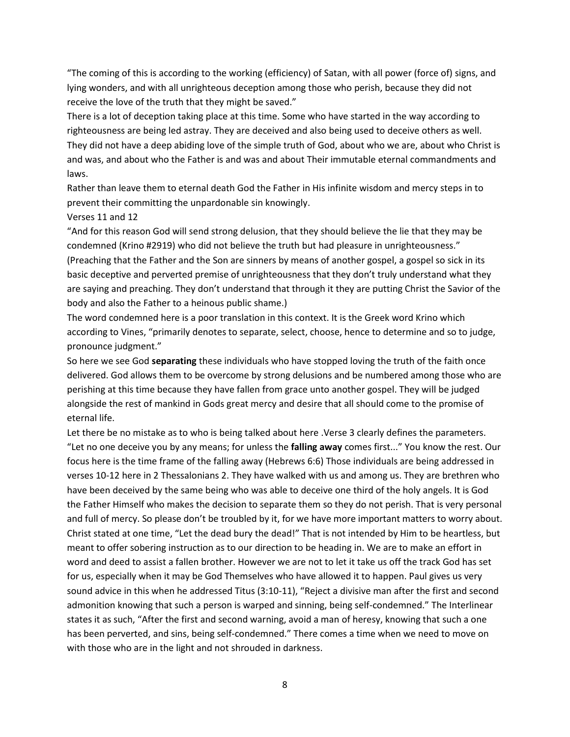"The coming of this is according to the working (efficiency) of Satan, with all power (force of) signs, and lying wonders, and with all unrighteous deception among those who perish, because they did not receive the love of the truth that they might be saved."

There is a lot of deception taking place at this time. Some who have started in the way according to righteousness are being led astray. They are deceived and also being used to deceive others as well. They did not have a deep abiding love of the simple truth of God, about who we are, about who Christ is and was, and about who the Father is and was and about Their immutable eternal commandments and laws.

Rather than leave them to eternal death God the Father in His infinite wisdom and mercy steps in to prevent their committing the unpardonable sin knowingly.

Verses 11 and 12

"And for this reason God will send strong delusion, that they should believe the lie that they may be condemned (Krino #2919) who did not believe the truth but had pleasure in unrighteousness."

(Preaching that the Father and the Son are sinners by means of another gospel, a gospel so sick in its basic deceptive and perverted premise of unrighteousness that they don't truly understand what they are saying and preaching. They don't understand that through it they are putting Christ the Savior of the body and also the Father to a heinous public shame.)

The word condemned here is a poor translation in this context. It is the Greek word Krino which according to Vines, "primarily denotes to separate, select, choose, hence to determine and so to judge, pronounce judgment."

So here we see God **separating** these individuals who have stopped loving the truth of the faith once delivered. God allows them to be overcome by strong delusions and be numbered among those who are perishing at this time because they have fallen from grace unto another gospel. They will be judged alongside the rest of mankind in Gods great mercy and desire that all should come to the promise of eternal life.

Let there be no mistake as to who is being talked about here .Verse 3 clearly defines the parameters. "Let no one deceive you by any means; for unless the **falling away** comes first..." You know the rest. Our focus here is the time frame of the falling away (Hebrews 6:6) Those individuals are being addressed in verses 10-12 here in 2 Thessalonians 2. They have walked with us and among us. They are brethren who have been deceived by the same being who was able to deceive one third of the holy angels. It is God the Father Himself who makes the decision to separate them so they do not perish. That is very personal and full of mercy. So please don't be troubled by it, for we have more important matters to worry about. Christ stated at one time, "Let the dead bury the dead!" That is not intended by Him to be heartless, but meant to offer sobering instruction as to our direction to be heading in. We are to make an effort in word and deed to assist a fallen brother. However we are not to let it take us off the track God has set for us, especially when it may be God Themselves who have allowed it to happen. Paul gives us very sound advice in this when he addressed Titus (3:10-11), "Reject a divisive man after the first and second admonition knowing that such a person is warped and sinning, being self-condemned." The Interlinear states it as such, "After the first and second warning, avoid a man of heresy, knowing that such a one has been perverted, and sins, being self-condemned." There comes a time when we need to move on with those who are in the light and not shrouded in darkness.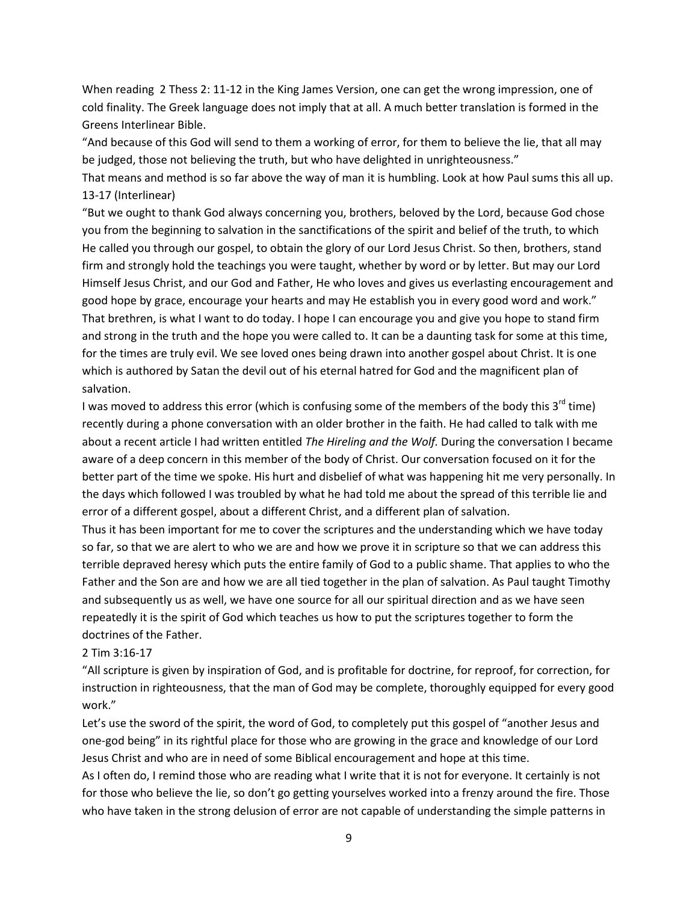When reading 2 Thess 2: 11-12 in the King James Version, one can get the wrong impression, one of cold finality. The Greek language does not imply that at all. A much better translation is formed in the Greens Interlinear Bible.

"And because of this God will send to them a working of error, for them to believe the lie, that all may be judged, those not believing the truth, but who have delighted in unrighteousness."

That means and method is so far above the way of man it is humbling. Look at how Paul sums this all up. 13-17 (Interlinear)

"But we ought to thank God always concerning you, brothers, beloved by the Lord, because God chose you from the beginning to salvation in the sanctifications of the spirit and belief of the truth, to which He called you through our gospel, to obtain the glory of our Lord Jesus Christ. So then, brothers, stand firm and strongly hold the teachings you were taught, whether by word or by letter. But may our Lord Himself Jesus Christ, and our God and Father, He who loves and gives us everlasting encouragement and good hope by grace, encourage your hearts and may He establish you in every good word and work."

That brethren, is what I want to do today. I hope I can encourage you and give you hope to stand firm and strong in the truth and the hope you were called to. It can be a daunting task for some at this time, for the times are truly evil. We see loved ones being drawn into another gospel about Christ. It is one which is authored by Satan the devil out of his eternal hatred for God and the magnificent plan of salvation.

I was moved to address this error (which is confusing some of the members of the body this 3rd time) recently during a phone conversation with an older brother in the faith. He had called to talk with me about a recent article I had written entitled *The Hireling and the Wolf.* During the conversation I became aware of a deep concern in this member of the body of Christ. Our conversation focused on it for the better part of the time we spoke. His hurt and disbelief of what was happening hit me very personally. In the days which followed I was troubled by what he had told me about the spread of this terrible lie and error of a different gospel, about a different Christ, and a different plan of salvation.

Thus it has been important for me to cover the scriptures and the understanding which we have today so far, so that we are alert to who we are and how we prove it in scripture so that we can address this terrible depraved heresy which puts the entire family of God to a public shame. That applies to who the Father and the Son are and how we are all tied together in the plan of salvation. As Paul taught Timothy and subsequently us as well, we have one source for all our spiritual direction and as we have seen repeatedly it is the spirit of God which teaches us how to put the scriptures together to form the doctrines of the Father.

2 Tim 3:16-17

"All scripture is given by inspiration of God, and is profitable for doctrine, for reproof, for correction, for instruction in righteousness, that the man of God may be complete, thoroughly equipped for every good work."

Let's use the sword of the spirit, the word of God, to completely put this gospel of "another Jesus and one-god being" in its rightful place for those who are growing in the grace and knowledge of our Lord Jesus Christ and who are in need of some Biblical encouragement and hope at this time.

As I often do, I remind those who are reading what I write that it is not for everyone. It certainly is not for those who believe the lie, so don't go getting yourselves worked into a frenzy around the fire. Those who have taken in the strong delusion of error are not capable of understanding the simple patterns in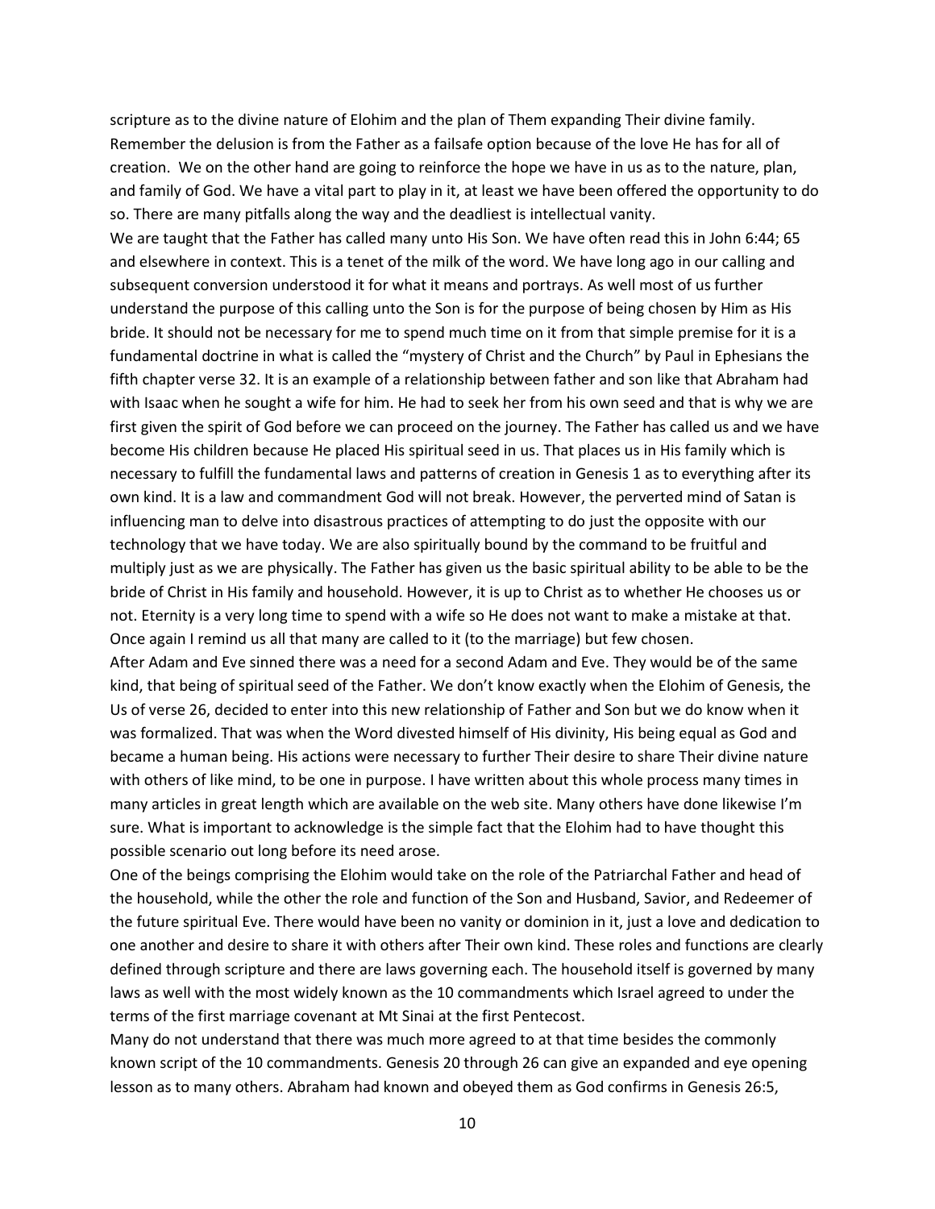scripture as to the divine nature of Elohim and the plan of Them expanding Their divine family. Remember the delusion is from the Father as a failsafe option because of the love He has for all of creation. We on the other hand are going to reinforce the hope we have in us as to the nature, plan, and family of God. We have a vital part to play in it, at least we have been offered the opportunity to do so. There are many pitfalls along the way and the deadliest is intellectual vanity.

We are taught that the Father has called many unto His Son. We have often read this in John 6:44; 65 and elsewhere in context. This is a tenet of the milk of the word. We have long ago in our calling and subsequent conversion understood it for what it means and portrays. As well most of us further understand the purpose of this calling unto the Son is for the purpose of being chosen by Him as His bride. It should not be necessary for me to spend much time on it from that simple premise for it is a fundamental doctrine in what is called the "mystery of Christ and the Church" by Paul in Ephesians the fifth chapter verse 32. It is an example of a relationship between father and son like that Abraham had with Isaac when he sought a wife for him. He had to seek her from his own seed and that is why we are first given the spirit of God before we can proceed on the journey. The Father has called us and we have become His children because He placed His spiritual seed in us. That places us in His family which is necessary to fulfill the fundamental laws and patterns of creation in Genesis 1 as to everything after its own kind. It is a law and commandment God will not break. However, the perverted mind of Satan is influencing man to delve into disastrous practices of attempting to do just the opposite with our technology that we have today. We are also spiritually bound by the command to be fruitful and multiply just as we are physically. The Father has given us the basic spiritual ability to be able to be the bride of Christ in His family and household. However, it is up to Christ as to whether He chooses us or not. Eternity is a very long time to spend with a wife so He does not want to make a mistake at that. Once again I remind us all that many are called to it (to the marriage) but few chosen.

After Adam and Eve sinned there was a need for a second Adam and Eve. They would be of the same kind, that being of spiritual seed of the Father. We don't know exactly when the Elohim of Genesis, the Us of verse 26, decided to enter into this new relationship of Father and Son but we do know when it was formalized. That was when the Word divested himself of His divinity, His being equal as God and became a human being. His actions were necessary to further Their desire to share Their divine nature with others of like mind, to be one in purpose. I have written about this whole process many times in many articles in great length which are available on the web site. Many others have done likewise I'm sure. What is important to acknowledge is the simple fact that the Elohim had to have thought this possible scenario out long before its need arose.

One of the beings comprising the Elohim would take on the role of the Patriarchal Father and head of the household, while the other the role and function of the Son and Husband, Savior, and Redeemer of the future spiritual Eve. There would have been no vanity or dominion in it, just a love and dedication to one another and desire to share it with others after Their own kind. These roles and functions are clearly defined through scripture and there are laws governing each. The household itself is governed by many laws as well with the most widely known as the 10 commandments which Israel agreed to under the terms of the first marriage covenant at Mt Sinai at the first Pentecost.

Many do not understand that there was much more agreed to at that time besides the commonly known script of the 10 commandments. Genesis 20 through 26 can give an expanded and eye opening lesson as to many others. Abraham had known and obeyed them as God confirms in Genesis 26:5,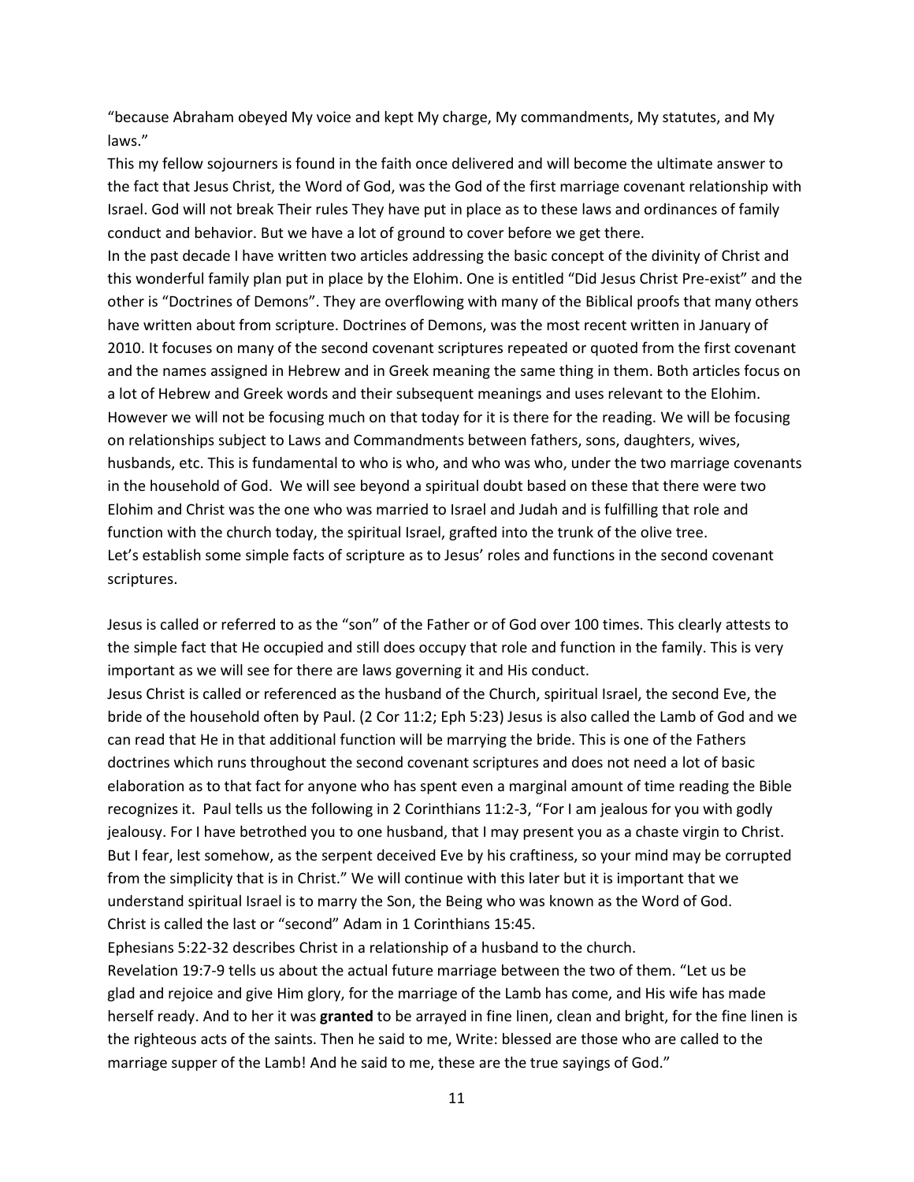"because Abraham obeyed My voice and kept My charge, My commandments, My statutes, and My laws."

This my fellow sojourners is found in the faith once delivered and will become the ultimate answer to the fact that Jesus Christ, the Word of God, was the God of the first marriage covenant relationship with Israel. God will not break Their rules They have put in place as to these laws and ordinances of family conduct and behavior. But we have a lot of ground to cover before we get there.

In the past decade I have written two articles addressing the basic concept of the divinity of Christ and this wonderful family plan put in place by the Elohim. One is entitled "Did Jesus Christ Pre-exist" and the other is "Doctrines of Demons". They are overflowing with many of the Biblical proofs that many others have written about from scripture. Doctrines of Demons, was the most recent written in January of 2010. It focuses on many of the second covenant scriptures repeated or quoted from the first covenant and the names assigned in Hebrew and in Greek meaning the same thing in them. Both articles focus on a lot of Hebrew and Greek words and their subsequent meanings and uses relevant to the Elohim. However we will not be focusing much on that today for it is there for the reading. We will be focusing on relationships subject to Laws and Commandments between fathers, sons, daughters, wives, husbands, etc. This is fundamental to who is who, and who was who, under the two marriage covenants in the household of God. We will see beyond a spiritual doubt based on these that there were two Elohim and Christ was the one who was married to Israel and Judah and is fulfilling that role and function with the church today, the spiritual Israel, grafted into the trunk of the olive tree.

Let's establish some simple facts of scripture as to Jesus' roles and functions in the second covenant scriptures.

Jesus is called or referred to as the "son" of the Father or of God over 100 times. This clearly attests to the simple fact that He occupied and still does occupy that role and function in the family. This is very important as we will see for there are laws governing it and His conduct.

Jesus Christ is called or referenced as the husband of the Church, spiritual Israel, the second Eve, the bride of the household often by Paul. (2 Cor 11:2; Eph 5:23) Jesus is also called the Lamb of God and we can read that He in that additional function will be marrying the bride. This is one of the Fathers doctrines which runs throughout the second covenant scriptures and does not need a lot of basic elaboration as to that fact for anyone who has spent even a marginal amount of time reading the Bible recognizes it. Paul tells us the following in 2 Corinthians 11:2-3, "For I am jealous for you with godly jealousy. For I have betrothed you to one husband, that I may present you as a chaste virgin to Christ. But I fear, lest somehow, as the serpent deceived Eve by his craftiness, so your mind may be corrupted from the simplicity that is in Christ." We will continue with this later but it is important that we understand spiritual Israel is to marry the Son, the Being who was known as the Word of God.

Christ is called the last or "second" Adam in 1 Corinthians 15:45.

Ephesians 5:22-32 describes Christ in a relationship of a husband to the church.

Revelation 19:7-9 tells us about the actual future marriage between the two of them. "Let us be glad and rejoice and give Him glory, for the marriage of the Lamb has come, and His wife has made herself ready. And to her it was **granted** to be arrayed in fine linen, clean and bright, for the fine linen is the righteous acts of the saints. Then he said to me, Write: blessed are those who are called to the marriage supper of the Lamb! And he said to me, these are the true sayings of God."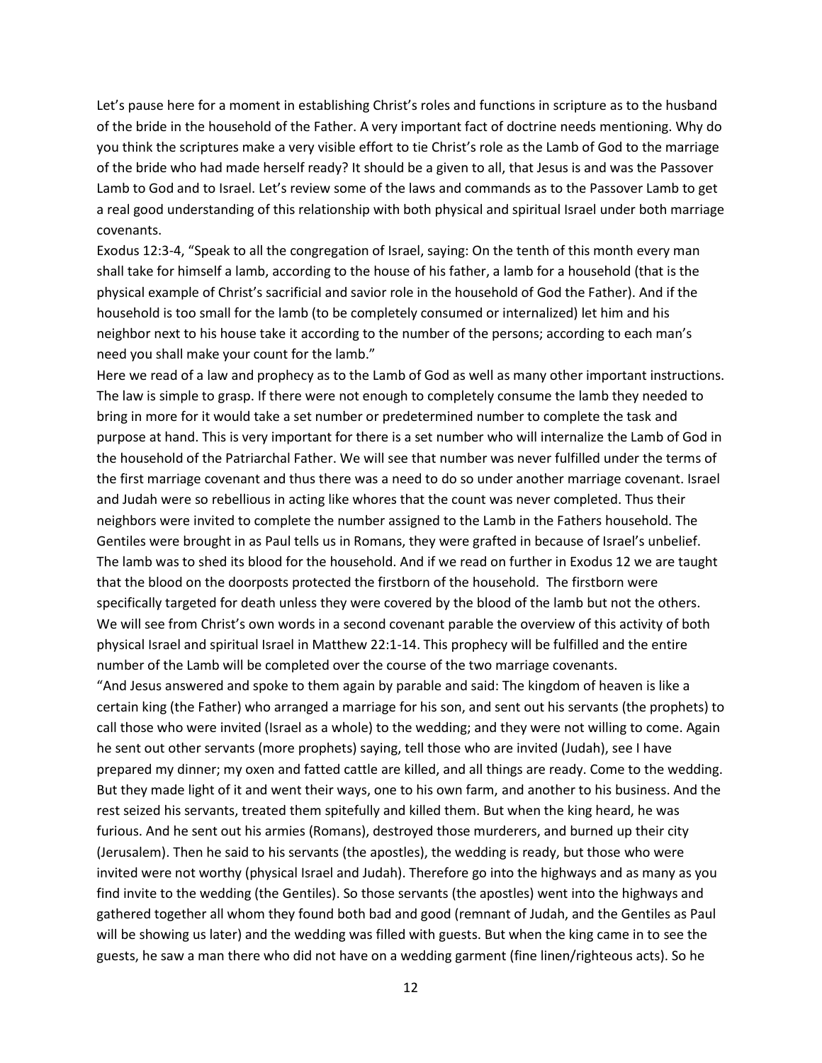Let's pause here for a moment in establishing Christ's roles and functions in scripture as to the husband of the bride in the household of the Father. A very important fact of doctrine needs mentioning. Why do you think the scriptures make a very visible effort to tie Christ's role as the Lamb of God to the marriage of the bride who had made herself ready? It should be a given to all, that Jesus is and was the Passover Lamb to God and to Israel. Let's review some of the laws and commands as to the Passover Lamb to get a real good understanding of this relationship with both physical and spiritual Israel under both marriage covenants.

Exodus 12:3-4, "Speak to all the congregation of Israel, saying: On the tenth of this month every man shall take for himself a lamb, according to the house of his father, a lamb for a household (that is the physical example of Christ's sacrificial and savior role in the household of God the Father). And if the household is too small for the lamb (to be completely consumed or internalized) let him and his neighbor next to his house take it according to the number of the persons; according to each man's need you shall make your count for the lamb."

Here we read of a law and prophecy as to the Lamb of God as well as many other important instructions. The law is simple to grasp. If there were not enough to completely consume the lamb they needed to bring in more for it would take a set number or predetermined number to complete the task and purpose at hand. This is very important for there is a set number who will internalize the Lamb of God in the household of the Patriarchal Father. We will see that number was never fulfilled under the terms of the first marriage covenant and thus there was a need to do so under another marriage covenant. Israel and Judah were so rebellious in acting like whores that the count was never completed. Thus their neighbors were invited to complete the number assigned to the Lamb in the Fathers household. The Gentiles were brought in as Paul tells us in Romans, they were grafted in because of Israel's unbelief. The lamb was to shed its blood for the household. And if we read on further in Exodus 12 we are taught that the blood on the doorposts protected the firstborn of the household. The firstborn were specifically targeted for death unless they were covered by the blood of the lamb but not the others. We will see from Christ's own words in a second covenant parable the overview of this activity of both physical Israel and spiritual Israel in Matthew 22:1-14. This prophecy will be fulfilled and the entire number of the Lamb will be completed over the course of the two marriage covenants.

"And Jesus answered and spoke to them again by parable and said: The kingdom of heaven is like a certain king (the Father) who arranged a marriage for his son, and sent out his servants (the prophets) to call those who were invited (Israel as a whole) to the wedding; and they were not willing to come. Again he sent out other servants (more prophets) saying, tell those who are invited (Judah), see I have prepared my dinner; my oxen and fatted cattle are killed, and all things are ready. Come to the wedding. But they made light of it and went their ways, one to his own farm, and another to his business. And the rest seized his servants, treated them spitefully and killed them. But when the king heard, he was furious. And he sent out his armies (Romans), destroyed those murderers, and burned up their city (Jerusalem). Then he said to his servants (the apostles), the wedding is ready, but those who were invited were not worthy (physical Israel and Judah). Therefore go into the highways and as many as you find invite to the wedding (the Gentiles). So those servants (the apostles) went into the highways and gathered together all whom they found both bad and good (remnant of Judah, and the Gentiles as Paul will be showing us later) and the wedding was filled with guests. But when the king came in to see the guests, he saw a man there who did not have on a wedding garment (fine linen/righteous acts). So he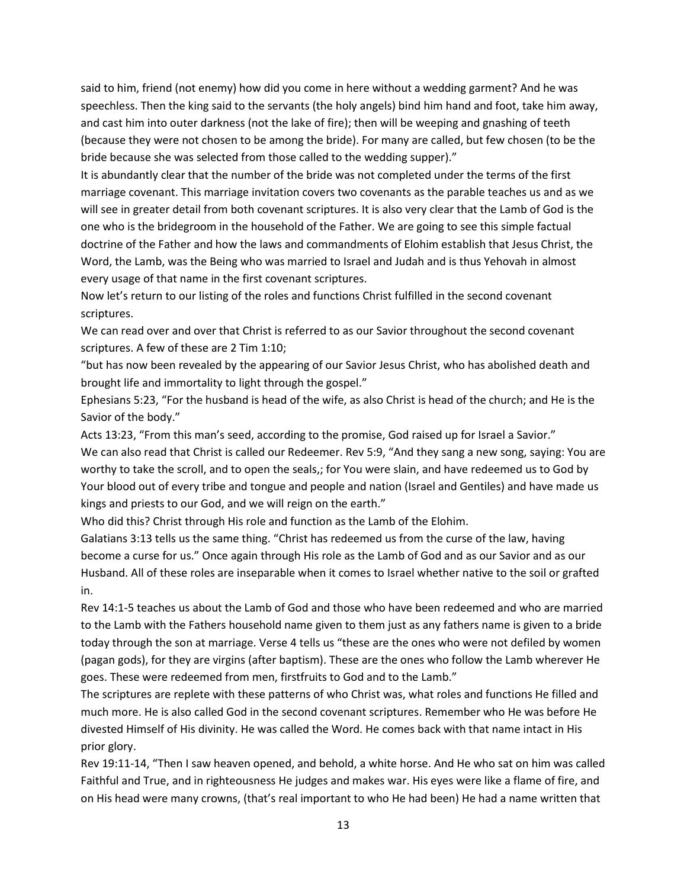said to him, friend (not enemy) how did you come in here without a wedding garment? And he was speechless. Then the king said to the servants (the holy angels) bind him hand and foot, take him away, and cast him into outer darkness (not the lake of fire); then will be weeping and gnashing of teeth (because they were not chosen to be among the bride). For many are called, but few chosen (to be the bride because she was selected from those called to the wedding supper)."

It is abundantly clear that the number of the bride was not completed under the terms of the first marriage covenant. This marriage invitation covers two covenants as the parable teaches us and as we will see in greater detail from both covenant scriptures. It is also very clear that the Lamb of God is the one who is the bridegroom in the household of the Father. We are going to see this simple factual doctrine of the Father and how the laws and commandments of Elohim establish that Jesus Christ, the Word, the Lamb, was the Being who was married to Israel and Judah and is thus Yehovah in almost every usage of that name in the first covenant scriptures.

Now let's return to our listing of the roles and functions Christ fulfilled in the second covenant scriptures.

We can read over and over that Christ is referred to as our Savior throughout the second covenant scriptures. A few of these are 2 Tim 1:10;

"but has now been revealed by the appearing of our Savior Jesus Christ, who has abolished death and brought life and immortality to light through the gospel."

Ephesians 5:23, "For the husband is head of the wife, as also Christ is head of the church; and He is the Savior of the body."

Acts 13:23, "From this man's seed, according to the promise, God raised up for Israel a Savior."

We can also read that Christ is called our Redeemer. Rev 5:9, "And they sang a new song, saying: You are worthy to take the scroll, and to open the seals,; for You were slain, and have redeemed us to God by Your blood out of every tribe and tongue and people and nation (Israel and Gentiles) and have made us kings and priests to our God, and we will reign on the earth."

Who did this? Christ through His role and function as the Lamb of the Elohim.

Galatians 3:13 tells us the same thing. "Christ has redeemed us from the curse of the law, having become a curse for us." Once again through His role as the Lamb of God and as our Savior and as our Husband. All of these roles are inseparable when it comes to Israel whether native to the soil or grafted in.

Rev 14:1-5 teaches us about the Lamb of God and those who have been redeemed and who are married to the Lamb with the Fathers household name given to them just as any fathers name is given to a bride today through the son at marriage. Verse 4 tells us "these are the ones who were not defiled by women (pagan gods), for they are virgins (after baptism). These are the ones who follow the Lamb wherever He goes. These were redeemed from men, firstfruits to God and to the Lamb."

The scriptures are replete with these patterns of who Christ was, what roles and functions He filled and much more. He is also called God in the second covenant scriptures. Remember who He was before He divested Himself of His divinity. He was called the Word. He comes back with that name intact in His prior glory.

Rev 19:11-14, "Then I saw heaven opened, and behold, a white horse. And He who sat on him was called Faithful and True, and in righteousness He judges and makes war. His eyes were like a flame of fire, and on His head were many crowns, (that's real important to who He had been) He had a name written that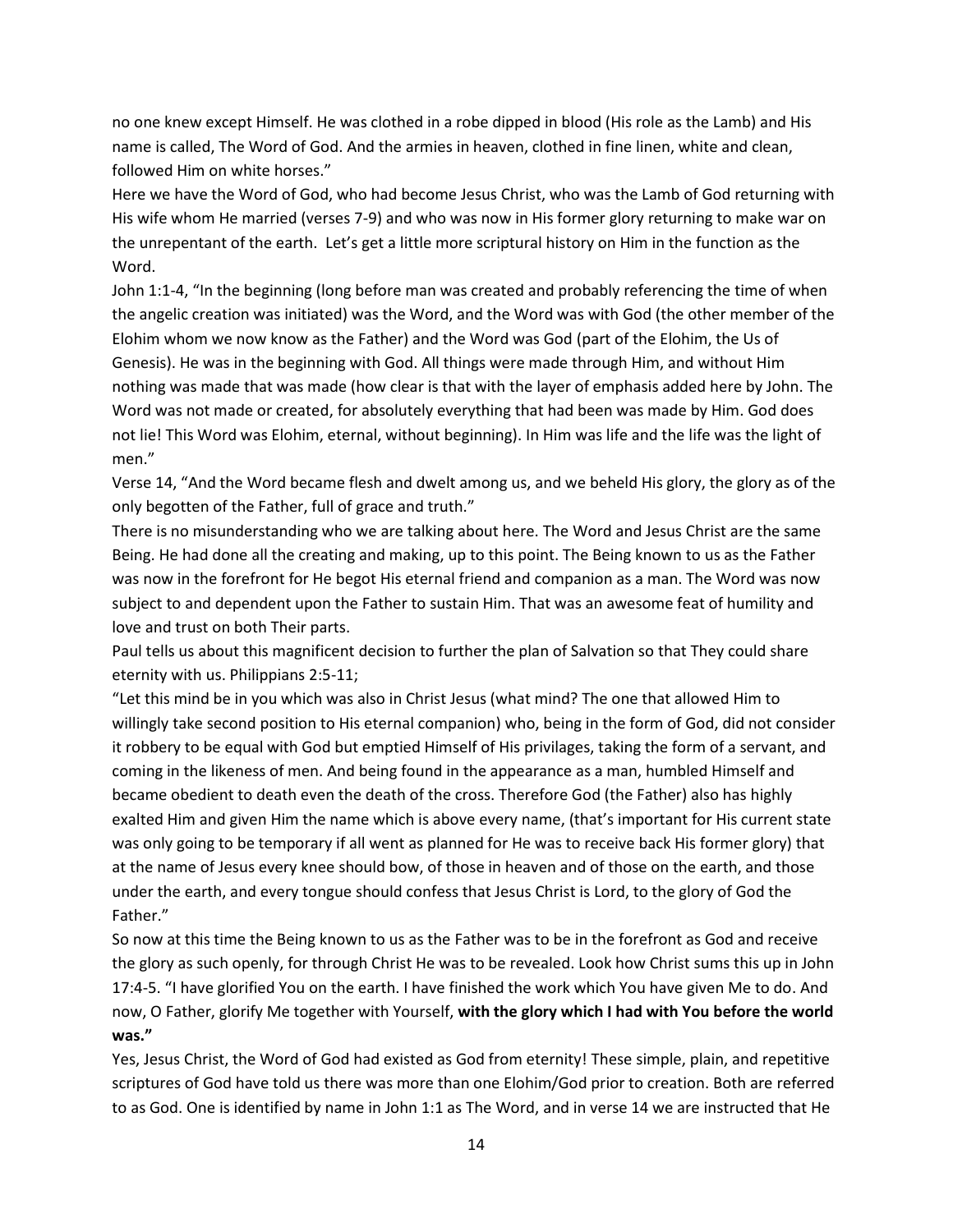no one knew except Himself. He was clothed in a robe dipped in blood (His role as the Lamb) and His name is called, The Word of God. And the armies in heaven, clothed in fine linen, white and clean, followed Him on white horses."

Here we have the Word of God, who had become Jesus Christ, who was the Lamb of God returning with His wife whom He married (verses 7-9) and who was now in His former glory returning to make war on the unrepentant of the earth. Let's get a little more scriptural history on Him in the function as the Word.

John 1:1-4, "In the beginning (long before man was created and probably referencing the time of when the angelic creation was initiated) was the Word, and the Word was with God (the other member of the Elohim whom we now know as the Father) and the Word was God (part of the Elohim, the Us of Genesis). He was in the beginning with God. All things were made through Him, and without Him nothing was made that was made (how clear is that with the layer of emphasis added here by John. The Word was not made or created, for absolutely everything that had been was made by Him. God does not lie! This Word was Elohim, eternal, without beginning). In Him was life and the life was the light of men."

Verse 14, "And the Word became flesh and dwelt among us, and we beheld His glory, the glory as of the only begotten of the Father, full of grace and truth."

There is no misunderstanding who we are talking about here. The Word and Jesus Christ are the same Being. He had done all the creating and making, up to this point. The Being known to us as the Father was now in the forefront for He begot His eternal friend and companion as a man. The Word was now subject to and dependent upon the Father to sustain Him. That was an awesome feat of humility and love and trust on both Their parts.

Paul tells us about this magnificent decision to further the plan of Salvation so that They could share eternity with us. Philippians 2:5-11;

"Let this mind be in you which was also in Christ Jesus (what mind? The one that allowed Him to willingly take second position to His eternal companion) who, being in the form of God, did not consider it robbery to be equal with God but emptied Himself of His privilages, taking the form of a servant, and coming in the likeness of men. And being found in the appearance as a man, humbled Himself and became obedient to death even the death of the cross. Therefore God (the Father) also has highly exalted Him and given Him the name which is above every name, (that's important for His current state was only going to be temporary if all went as planned for He was to receive back His former glory) that at the name of Jesus every knee should bow, of those in heaven and of those on the earth, and those under the earth, and every tongue should confess that Jesus Christ is Lord, to the glory of God the Father."

So now at this time the Being known to us as the Father was to be in the forefront as God and receive the glory as such openly, for through Christ He was to be revealed. Look how Christ sums this up in John 17:4-5. "I have glorified You on the earth. I have finished the work which You have given Me to do. And now, O Father, glorify Me together with Yourself, **with the glory which I had with You before the world was."**

Yes, Jesus Christ, the Word of God had existed as God from eternity! These simple, plain, and repetitive scriptures of God have told us there was more than one Elohim/God prior to creation. Both are referred to as God. One is identified by name in John 1:1 as The Word, and in verse 14 we are instructed that He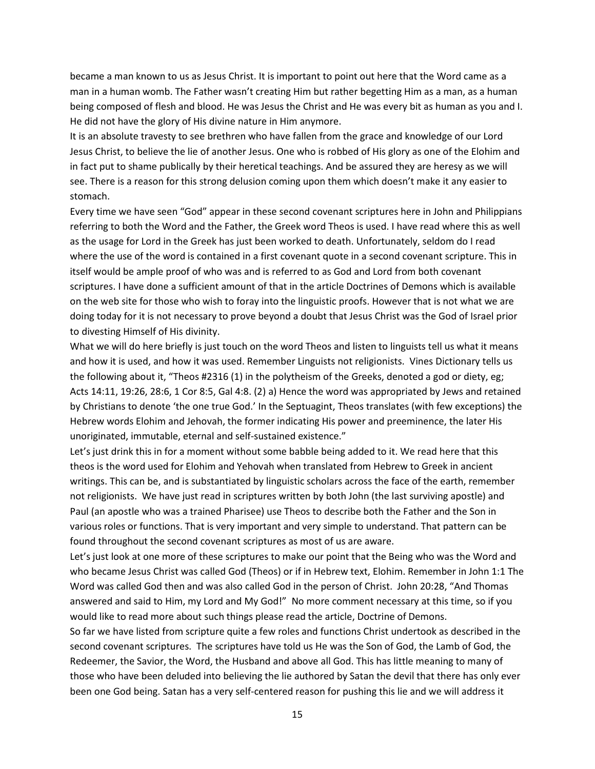became a man known to us as Jesus Christ. It is important to point out here that the Word came as a man in a human womb. The Father wasn't creating Him but rather begetting Him as a man, as a human being composed of flesh and blood. He was Jesus the Christ and He was every bit as human as you and I. He did not have the glory of His divine nature in Him anymore.

It is an absolute travesty to see brethren who have fallen from the grace and knowledge of our Lord Jesus Christ, to believe the lie of another Jesus. One who is robbed of His glory as one of the Elohim and in fact put to shame publically by their heretical teachings. And be assured they are heresy as we will see. There is a reason for this strong delusion coming upon them which doesn't make it any easier to stomach.

Every time we have seen "God" appear in these second covenant scriptures here in John and Philippians referring to both the Word and the Father, the Greek word Theos is used. I have read where this as well as the usage for Lord in the Greek has just been worked to death. Unfortunately, seldom do I read where the use of the word is contained in a first covenant quote in a second covenant scripture. This in itself would be ample proof of who was and is referred to as God and Lord from both covenant scriptures. I have done a sufficient amount of that in the article Doctrines of Demons which is available on the web site for those who wish to foray into the linguistic proofs. However that is not what we are doing today for it is not necessary to prove beyond a doubt that Jesus Christ was the God of Israel prior to divesting Himself of His divinity.

What we will do here briefly is just touch on the word Theos and listen to linguists tell us what it means and how it is used, and how it was used. Remember Linguists not religionists. Vines Dictionary tells us the following about it, "Theos #2316 (1) in the polytheism of the Greeks, denoted a god or diety, eg; Acts 14:11, 19:26, 28:6, 1 Cor 8:5, Gal 4:8. (2) a) Hence the word was appropriated by Jews and retained by Christians to denote 'the one true God.' In the Septuagint, Theos translates (with few exceptions) the Hebrew words Elohim and Jehovah, the former indicating His power and preeminence, the later His unoriginated, immutable, eternal and self-sustained existence."

Let's just drink this in for a moment without some babble being added to it. We read here that this theos is the word used for Elohim and Yehovah when translated from Hebrew to Greek in ancient writings. This can be, and is substantiated by linguistic scholars across the face of the earth, remember not religionists. We have just read in scriptures written by both John (the last surviving apostle) and Paul (an apostle who was a trained Pharisee) use Theos to describe both the Father and the Son in various roles or functions. That is very important and very simple to understand. That pattern can be found throughout the second covenant scriptures as most of us are aware.

Let's just look at one more of these scriptures to make our point that the Being who was the Word and who became Jesus Christ was called God (Theos) or if in Hebrew text, Elohim. Remember in John 1:1 The Word was called God then and was also called God in the person of Christ. John 20:28, "And Thomas answered and said to Him, my Lord and My God!" No more comment necessary at this time, so if you would like to read more about such things please read the article, Doctrine of Demons.

So far we have listed from scripture quite a few roles and functions Christ undertook as described in the second covenant scriptures. The scriptures have told us He was the Son of God, the Lamb of God, the Redeemer, the Savior, the Word, the Husband and above all God. This has little meaning to many of those who have been deluded into believing the lie authored by Satan the devil that there has only ever been one God being. Satan has a very self-centered reason for pushing this lie and we will address it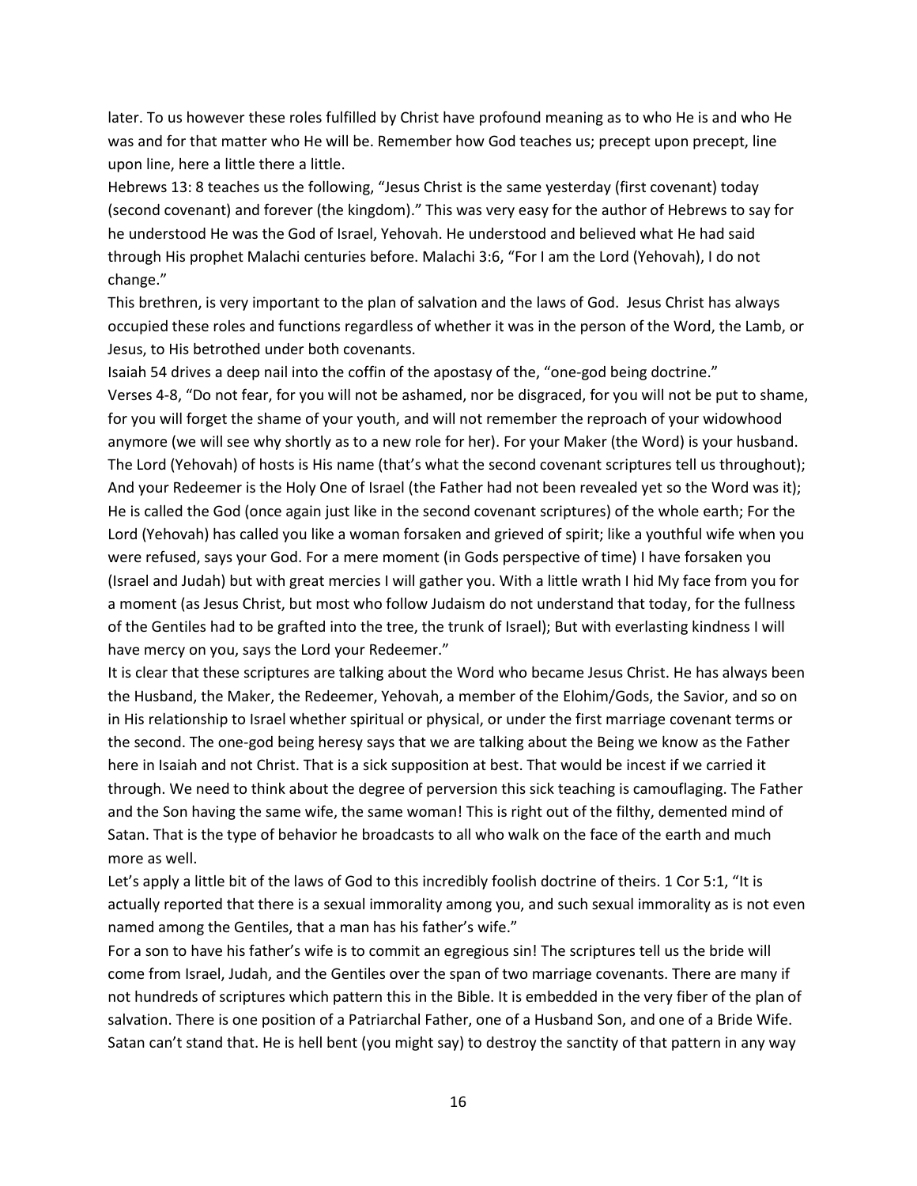later. To us however these roles fulfilled by Christ have profound meaning as to who He is and who He was and for that matter who He will be. Remember how God teaches us; precept upon precept, line upon line, here a little there a little.

Hebrews 13: 8 teaches us the following, "Jesus Christ is the same yesterday (first covenant) today (second covenant) and forever (the kingdom)." This was very easy for the author of Hebrews to say for he understood He was the God of Israel, Yehovah. He understood and believed what He had said through His prophet Malachi centuries before. Malachi 3:6, "For I am the Lord (Yehovah), I do not change."

This brethren, is very important to the plan of salvation and the laws of God. Jesus Christ has always occupied these roles and functions regardless of whether it was in the person of the Word, the Lamb, or Jesus, to His betrothed under both covenants.

Isaiah 54 drives a deep nail into the coffin of the apostasy of the, "one-god being doctrine."

Verses 4-8, "Do not fear, for you will not be ashamed, nor be disgraced, for you will not be put to shame, for you will forget the shame of your youth, and will not remember the reproach of your widowhood anymore (we will see why shortly as to a new role for her). For your Maker (the Word) is your husband. The Lord (Yehovah) of hosts is His name (that's what the second covenant scriptures tell us throughout); And your Redeemer is the Holy One of Israel (the Father had not been revealed yet so the Word was it); He is called the God (once again just like in the second covenant scriptures) of the whole earth; For the Lord (Yehovah) has called you like a woman forsaken and grieved of spirit; like a youthful wife when you were refused, says your God. For a mere moment (in Gods perspective of time) I have forsaken you (Israel and Judah) but with great mercies I will gather you. With a little wrath I hid My face from you for a moment (as Jesus Christ, but most who follow Judaism do not understand that today, for the fullness of the Gentiles had to be grafted into the tree, the trunk of Israel); But with everlasting kindness I will have mercy on you, says the Lord your Redeemer."

It is clear that these scriptures are talking about the Word who became Jesus Christ. He has always been the Husband, the Maker, the Redeemer, Yehovah, a member of the Elohim/Gods, the Savior, and so on in His relationship to Israel whether spiritual or physical, or under the first marriage covenant terms or the second. The one-god being heresy says that we are talking about the Being we know as the Father here in Isaiah and not Christ. That is a sick supposition at best. That would be incest if we carried it through. We need to think about the degree of perversion this sick teaching is camouflaging. The Father and the Son having the same wife, the same woman! This is right out of the filthy, demented mind of Satan. That is the type of behavior he broadcasts to all who walk on the face of the earth and much more as well.

Let's apply a little bit of the laws of God to this incredibly foolish doctrine of theirs. 1 Cor 5:1, "It is actually reported that there is a sexual immorality among you, and such sexual immorality as is not even named among the Gentiles, that a man has his father's wife."

For a son to have his father's wife is to commit an egregious sin! The scriptures tell us the bride will come from Israel, Judah, and the Gentiles over the span of two marriage covenants. There are many if not hundreds of scriptures which pattern this in the Bible. It is embedded in the very fiber of the plan of salvation. There is one position of a Patriarchal Father, one of a Husband Son, and one of a Bride Wife. Satan can't stand that. He is hell bent (you might say) to destroy the sanctity of that pattern in any way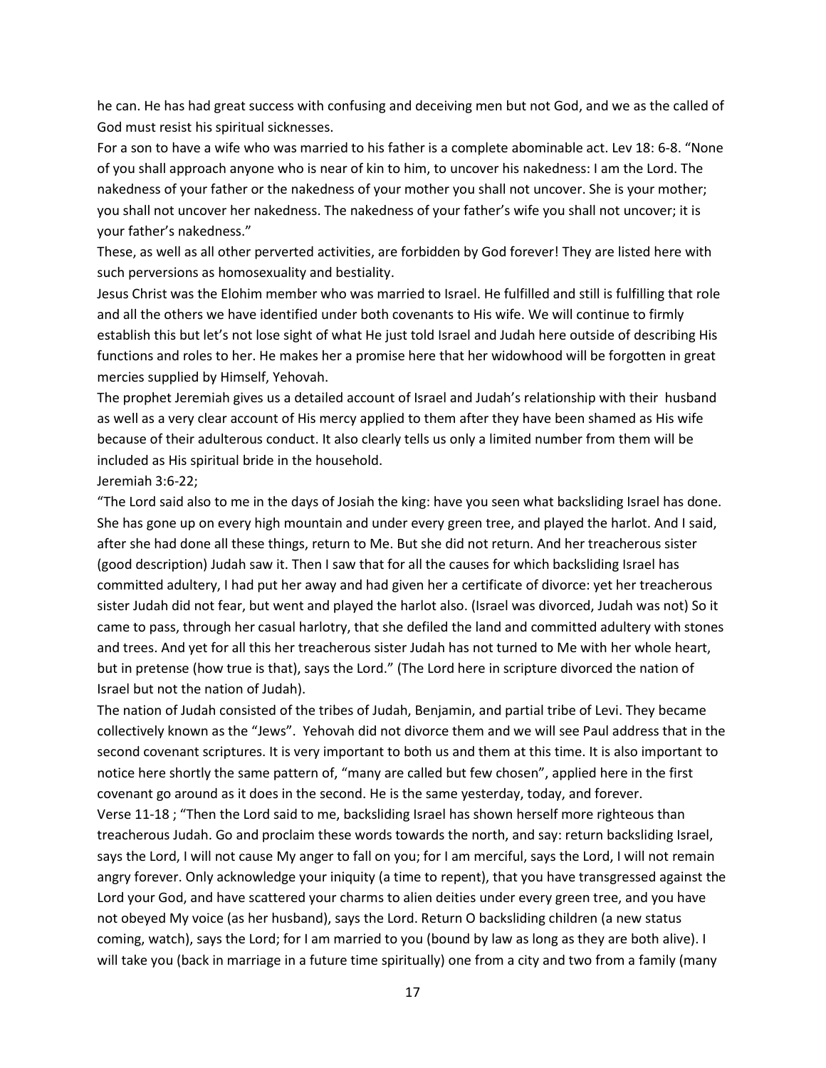he can. He has had great success with confusing and deceiving men but not God, and we as the called of God must resist his spiritual sicknesses.

For a son to have a wife who was married to his father is a complete abominable act. Lev 18: 6-8. "None of you shall approach anyone who is near of kin to him, to uncover his nakedness: I am the Lord. The nakedness of your father or the nakedness of your mother you shall not uncover. She is your mother; you shall not uncover her nakedness. The nakedness of your father's wife you shall not uncover; it is your father's nakedness."

These, as well as all other perverted activities, are forbidden by God forever! They are listed here with such perversions as homosexuality and bestiality.

Jesus Christ was the Elohim member who was married to Israel. He fulfilled and still is fulfilling that role and all the others we have identified under both covenants to His wife. We will continue to firmly establish this but let's not lose sight of what He just told Israel and Judah here outside of describing His functions and roles to her. He makes her a promise here that her widowhood will be forgotten in great mercies supplied by Himself, Yehovah.

The prophet Jeremiah gives us a detailed account of Israel and Judah's relationship with their husband as well as a very clear account of His mercy applied to them after they have been shamed as His wife because of their adulterous conduct. It also clearly tells us only a limited number from them will be included as His spiritual bride in the household.

Jeremiah 3:6-22;

"The Lord said also to me in the days of Josiah the king: have you seen what backsliding Israel has done. She has gone up on every high mountain and under every green tree, and played the harlot. And I said, after she had done all these things, return to Me. But she did not return. And her treacherous sister (good description) Judah saw it. Then I saw that for all the causes for which backsliding Israel has committed adultery, I had put her away and had given her a certificate of divorce: yet her treacherous sister Judah did not fear, but went and played the harlot also. (Israel was divorced, Judah was not) So it came to pass, through her casual harlotry, that she defiled the land and committed adultery with stones and trees. And yet for all this her treacherous sister Judah has not turned to Me with her whole heart, but in pretense (how true is that), says the Lord." (The Lord here in scripture divorced the nation of Israel but not the nation of Judah).

The nation of Judah consisted of the tribes of Judah, Benjamin, and partial tribe of Levi. They became collectively known as the "Jews". Yehovah did not divorce them and we will see Paul address that in the second covenant scriptures. It is very important to both us and them at this time. It is also important to notice here shortly the same pattern of, "many are called but few chosen", applied here in the first covenant go around as it does in the second. He is the same yesterday, today, and forever.

Verse 11-18 ; "Then the Lord said to me, backsliding Israel has shown herself more righteous than treacherous Judah. Go and proclaim these words towards the north, and say: return backsliding Israel, says the Lord, I will not cause My anger to fall on you; for I am merciful, says the Lord, I will not remain angry forever. Only acknowledge your iniquity (a time to repent), that you have transgressed against the Lord your God, and have scattered your charms to alien deities under every green tree, and you have not obeyed My voice (as her husband), says the Lord. Return O backsliding children (a new status coming, watch), says the Lord; for I am married to you (bound by law as long as they are both alive). I will take you (back in marriage in a future time spiritually) one from a city and two from a family (many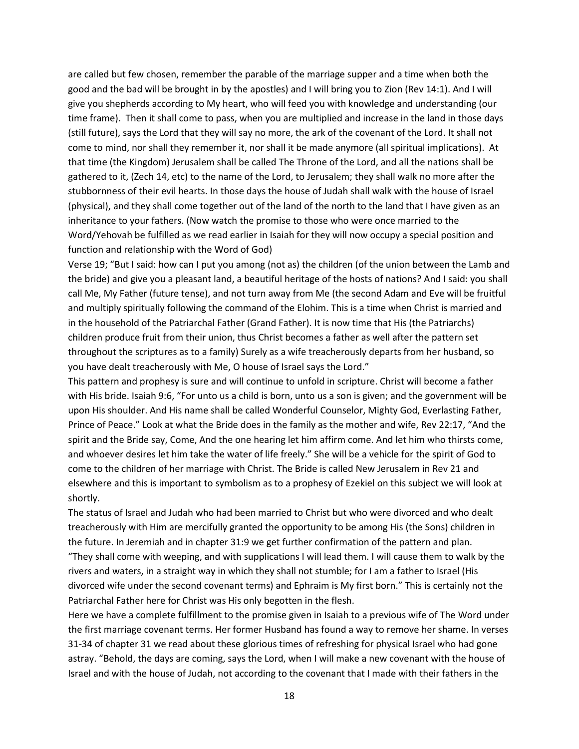are called but few chosen, remember the parable of the marriage supper and a time when both the good and the bad will be brought in by the apostles) and I will bring you to Zion (Rev 14:1). And I will give you shepherds according to My heart, who will feed you with knowledge and understanding (our time frame). Then it shall come to pass, when you are multiplied and increase in the land in those days (still future), says the Lord that they will say no more, the ark of the covenant of the Lord. It shall not come to mind, nor shall they remember it, nor shall it be made anymore (all spiritual implications). At that time (the Kingdom) Jerusalem shall be called The Throne of the Lord, and all the nations shall be gathered to it, (Zech 14, etc) to the name of the Lord, to Jerusalem; they shall walk no more after the stubbornness of their evil hearts. In those days the house of Judah shall walk with the house of Israel (physical), and they shall come together out of the land of the north to the land that I have given as an inheritance to your fathers. (Now watch the promise to those who were once married to the Word/Yehovah be fulfilled as we read earlier in Isaiah for they will now occupy a special position and function and relationship with the Word of God)

Verse 19; "But I said: how can I put you among (not as) the children (of the union between the Lamb and the bride) and give you a pleasant land, a beautiful heritage of the hosts of nations? And I said: you shall call Me, My Father (future tense), and not turn away from Me (the second Adam and Eve will be fruitful and multiply spiritually following the command of the Elohim. This is a time when Christ is married and in the household of the Patriarchal Father (Grand Father). It is now time that His (the Patriarchs) children produce fruit from their union, thus Christ becomes a father as well after the pattern set throughout the scriptures as to a family) Surely as a wife treacherously departs from her husband, so you have dealt treacherously with Me, O house of Israel says the Lord."

This pattern and prophesy is sure and will continue to unfold in scripture. Christ will become a father with His bride. Isaiah 9:6, "For unto us a child is born, unto us a son is given; and the government will be upon His shoulder. And His name shall be called Wonderful Counselor, Mighty God, Everlasting Father, Prince of Peace." Look at what the Bride does in the family as the mother and wife, Rev 22:17, "And the spirit and the Bride say, Come, And the one hearing let him affirm come. And let him who thirsts come, and whoever desires let him take the water of life freely." She will be a vehicle for the spirit of God to come to the children of her marriage with Christ. The Bride is called New Jerusalem in Rev 21 and elsewhere and this is important to symbolism as to a prophesy of Ezekiel on this subject we will look at shortly.

The status of Israel and Judah who had been married to Christ but who were divorced and who dealt treacherously with Him are mercifully granted the opportunity to be among His (the Sons) children in the future. In Jeremiah and in chapter 31:9 we get further confirmation of the pattern and plan. "They shall come with weeping, and with supplications I will lead them. I will cause them to walk by the rivers and waters, in a straight way in which they shall not stumble; for I am a father to Israel (His divorced wife under the second covenant terms) and Ephraim is My first born." This is certainly not the Patriarchal Father here for Christ was His only begotten in the flesh.

Here we have a complete fulfillment to the promise given in Isaiah to a previous wife of The Word under the first marriage covenant terms. Her former Husband has found a way to remove her shame. In verses 31-34 of chapter 31 we read about these glorious times of refreshing for physical Israel who had gone astray. "Behold, the days are coming, says the Lord, when I will make a new covenant with the house of Israel and with the house of Judah, not according to the covenant that I made with their fathers in the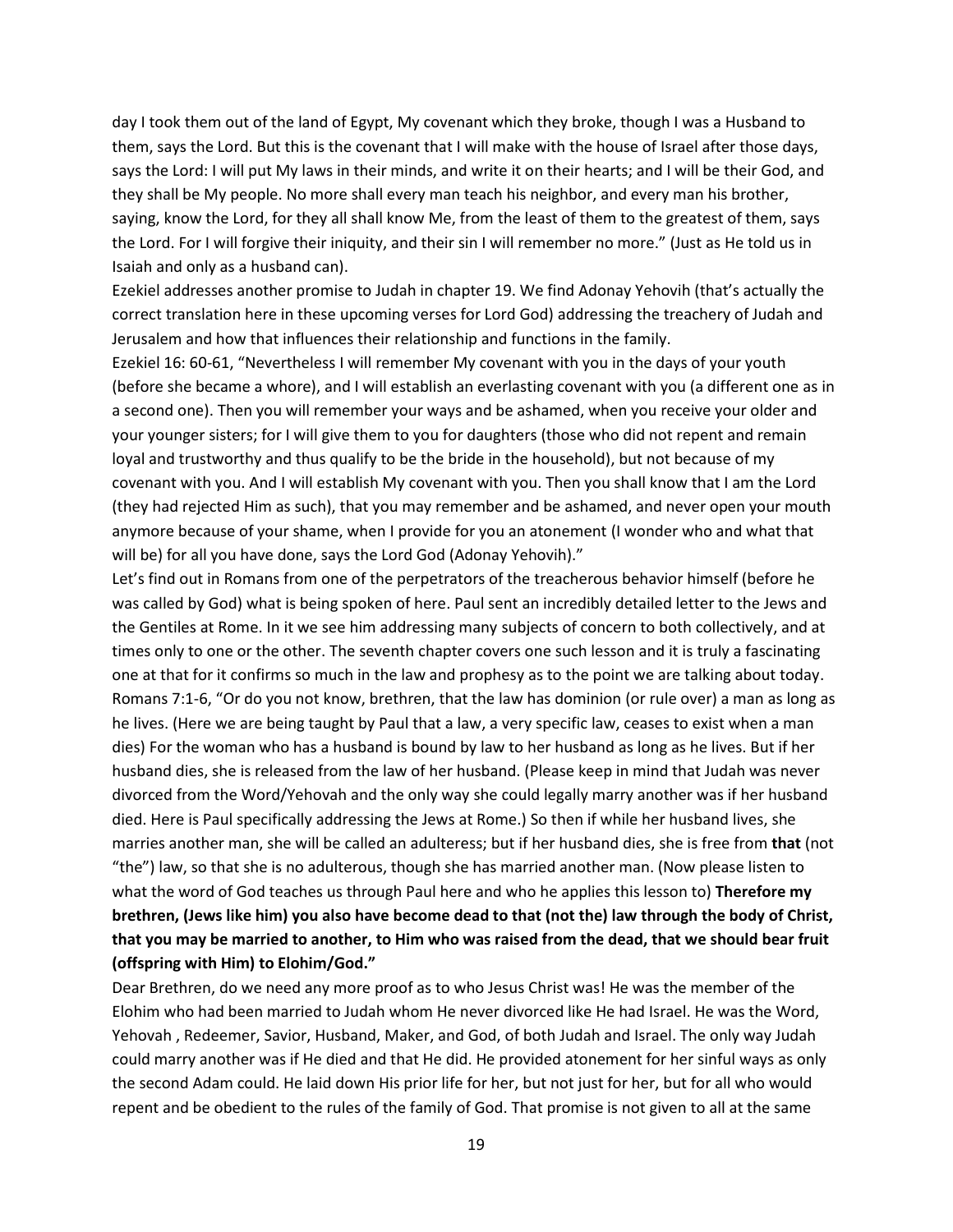day I took them out of the land of Egypt, My covenant which they broke, though I was a Husband to them, says the Lord. But this is the covenant that I will make with the house of Israel after those days, says the Lord: I will put My laws in their minds, and write it on their hearts; and I will be their God, and they shall be My people. No more shall every man teach his neighbor, and every man his brother, saying, know the Lord, for they all shall know Me, from the least of them to the greatest of them, says the Lord. For I will forgive their iniquity, and their sin I will remember no more." (Just as He told us in Isaiah and only as a husband can).

Ezekiel addresses another promise to Judah in chapter 19. We find Adonay Yehovih (that's actually the correct translation here in these upcoming verses for Lord God) addressing the treachery of Judah and Jerusalem and how that influences their relationship and functions in the family.

Ezekiel 16: 60-61, "Nevertheless I will remember My covenant with you in the days of your youth (before she became a whore), and I will establish an everlasting covenant with you (a different one as in a second one). Then you will remember your ways and be ashamed, when you receive your older and your younger sisters; for I will give them to you for daughters (those who did not repent and remain loyal and trustworthy and thus qualify to be the bride in the household), but not because of my covenant with you. And I will establish My covenant with you. Then you shall know that I am the Lord (they had rejected Him as such), that you may remember and be ashamed, and never open your mouth anymore because of your shame, when I provide for you an atonement (I wonder who and what that will be) for all you have done, says the Lord God (Adonay Yehovih)."

Let's find out in Romans from one of the perpetrators of the treacherous behavior himself (before he was called by God) what is being spoken of here. Paul sent an incredibly detailed letter to the Jews and the Gentiles at Rome. In it we see him addressing many subjects of concern to both collectively, and at times only to one or the other. The seventh chapter covers one such lesson and it is truly a fascinating one at that for it confirms so much in the law and prophesy as to the point we are talking about today.

Romans 7:1-6, "Or do you not know, brethren, that the law has dominion (or rule over) a man as long as he lives. (Here we are being taught by Paul that a law, a very specific law, ceases to exist when a man dies) For the woman who has a husband is bound by law to her husband as long as he lives. But if her husband dies, she is released from the law of her husband. (Please keep in mind that Judah was never divorced from the Word/Yehovah and the only way she could legally marry another was if her husband died. Here is Paul specifically addressing the Jews at Rome.) So then if while her husband lives, she marries another man, she will be called an adulteress; but if her husband dies, she is free from **that** (not "the") law, so that she is no adulterous, though she has married another man. (Now please listen to what the word of God teaches us through Paul here and who he applies this lesson to) **Therefore my brethren, (Jews like him) you also have become dead to that (not the) law through the body of Christ, that you may be married to another, to Him who was raised from the dead, that we should bear fruit (offspring with Him) to Elohim/God."**

Dear Brethren, do we need any more proof as to who Jesus Christ was! He was the member of the Elohim who had been married to Judah whom He never divorced like He had Israel. He was the Word, Yehovah , Redeemer, Savior, Husband, Maker, and God, of both Judah and Israel. The only way Judah could marry another was if He died and that He did. He provided atonement for her sinful ways as only the second Adam could. He laid down His prior life for her, but not just for her, but for all who would repent and be obedient to the rules of the family of God. That promise is not given to all at the same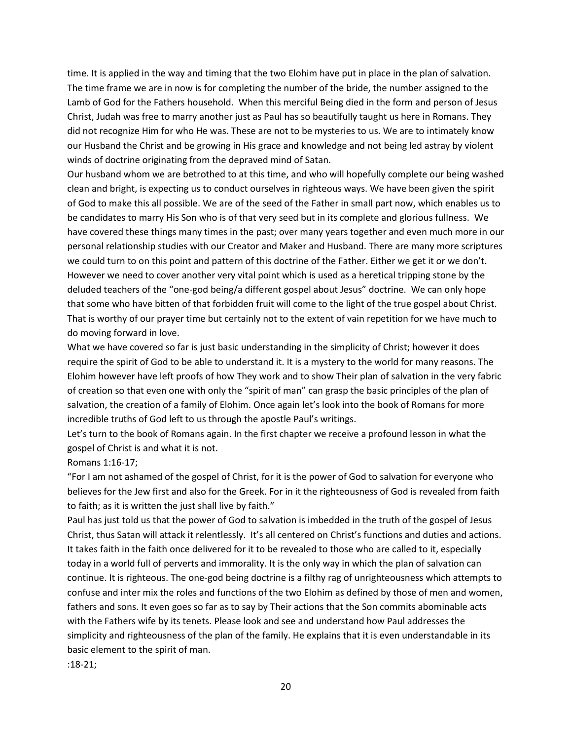time. It is applied in the way and timing that the two Elohim have put in place in the plan of salvation. The time frame we are in now is for completing the number of the bride, the number assigned to the Lamb of God for the Fathers household. When this merciful Being died in the form and person of Jesus Christ, Judah was free to marry another just as Paul has so beautifully taught us here in Romans. They did not recognize Him for who He was. These are not to be mysteries to us. We are to intimately know our Husband the Christ and be growing in His grace and knowledge and not being led astray by violent winds of doctrine originating from the depraved mind of Satan.

Our husband whom we are betrothed to at this time, and who will hopefully complete our being washed clean and bright, is expecting us to conduct ourselves in righteous ways. We have been given the spirit of God to make this all possible. We are of the seed of the Father in small part now, which enables us to be candidates to marry His Son who is of that very seed but in its complete and glorious fullness. We have covered these things many times in the past; over many years together and even much more in our personal relationship studies with our Creator and Maker and Husband. There are many more scriptures we could turn to on this point and pattern of this doctrine of the Father. Either we get it or we don't. However we need to cover another very vital point which is used as a heretical tripping stone by the deluded teachers of the "one-god being/a different gospel about Jesus" doctrine. We can only hope that some who have bitten of that forbidden fruit will come to the light of the true gospel about Christ. That is worthy of our prayer time but certainly not to the extent of vain repetition for we have much to do moving forward in love.

What we have covered so far is just basic understanding in the simplicity of Christ; however it does require the spirit of God to be able to understand it. It is a mystery to the world for many reasons. The Elohim however have left proofs of how They work and to show Their plan of salvation in the very fabric of creation so that even one with only the "spirit of man" can grasp the basic principles of the plan of salvation, the creation of a family of Elohim. Once again let's look into the book of Romans for more incredible truths of God left to us through the apostle Paul's writings.

Let's turn to the book of Romans again. In the first chapter we receive a profound lesson in what the gospel of Christ is and what it is not.

Romans 1:16-17;

"For I am not ashamed of the gospel of Christ, for it is the power of God to salvation for everyone who believes for the Jew first and also for the Greek. For in it the righteousness of God is revealed from faith to faith; as it is written the just shall live by faith."

Paul has just told us that the power of God to salvation is imbedded in the truth of the gospel of Jesus Christ, thus Satan will attack it relentlessly. It's all centered on Christ's functions and duties and actions. It takes faith in the faith once delivered for it to be revealed to those who are called to it, especially today in a world full of perverts and immorality. It is the only way in which the plan of salvation can continue. It is righteous. The one-god being doctrine is a filthy rag of unrighteousness which attempts to confuse and inter mix the roles and functions of the two Elohim as defined by those of men and women, fathers and sons. It even goes so far as to say by Their actions that the Son commits abominable acts with the Fathers wife by its tenets. Please look and see and understand how Paul addresses the simplicity and righteousness of the plan of the family. He explains that it is even understandable in its basic element to the spirit of man.

:18-21;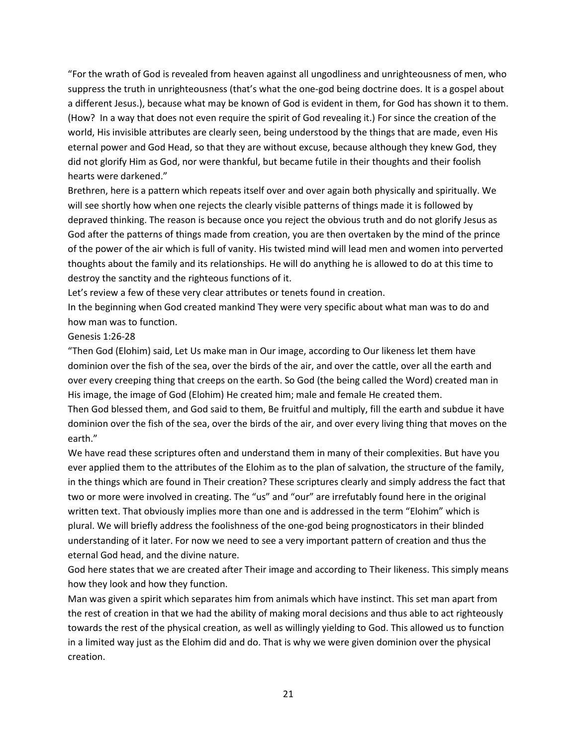"For the wrath of God is revealed from heaven against all ungodliness and unrighteousness of men, who suppress the truth in unrighteousness (that's what the one-god being doctrine does. It is a gospel about a different Jesus.), because what may be known of God is evident in them, for God has shown it to them. (How? In a way that does not even require the spirit of God revealing it.) For since the creation of the world, His invisible attributes are clearly seen, being understood by the things that are made, even His eternal power and God Head, so that they are without excuse, because although they knew God, they did not glorify Him as God, nor were thankful, but became futile in their thoughts and their foolish hearts were darkened."

Brethren, here is a pattern which repeats itself over and over again both physically and spiritually. We will see shortly how when one rejects the clearly visible patterns of things made it is followed by depraved thinking. The reason is because once you reject the obvious truth and do not glorify Jesus as God after the patterns of things made from creation, you are then overtaken by the mind of the prince of the power of the air which is full of vanity. His twisted mind will lead men and women into perverted thoughts about the family and its relationships. He will do anything he is allowed to do at this time to destroy the sanctity and the righteous functions of it.

Let's review a few of these very clear attributes or tenets found in creation.

In the beginning when God created mankind They were very specific about what man was to do and how man was to function.

Genesis 1:26-28

"Then God (Elohim) said, Let Us make man in Our image, according to Our likeness let them have dominion over the fish of the sea, over the birds of the air, and over the cattle, over all the earth and over every creeping thing that creeps on the earth. So God (the being called the Word) created man in His image, the image of God (Elohim) He created him; male and female He created them.

Then God blessed them, and God said to them, Be fruitful and multiply, fill the earth and subdue it have dominion over the fish of the sea, over the birds of the air, and over every living thing that moves on the earth."

We have read these scriptures often and understand them in many of their complexities. But have you ever applied them to the attributes of the Elohim as to the plan of salvation, the structure of the family, in the things which are found in Their creation? These scriptures clearly and simply address the fact that two or more were involved in creating. The "us" and "our" are irrefutably found here in the original written text. That obviously implies more than one and is addressed in the term "Elohim" which is plural. We will briefly address the foolishness of the one-god being prognosticators in their blinded understanding of it later. For now we need to see a very important pattern of creation and thus the eternal God head, and the divine nature.

God here states that we are created after Their image and according to Their likeness. This simply means how they look and how they function.

Man was given a spirit which separates him from animals which have instinct. This set man apart from the rest of creation in that we had the ability of making moral decisions and thus able to act righteously towards the rest of the physical creation, as well as willingly yielding to God. This allowed us to function in a limited way just as the Elohim did and do. That is why we were given dominion over the physical creation.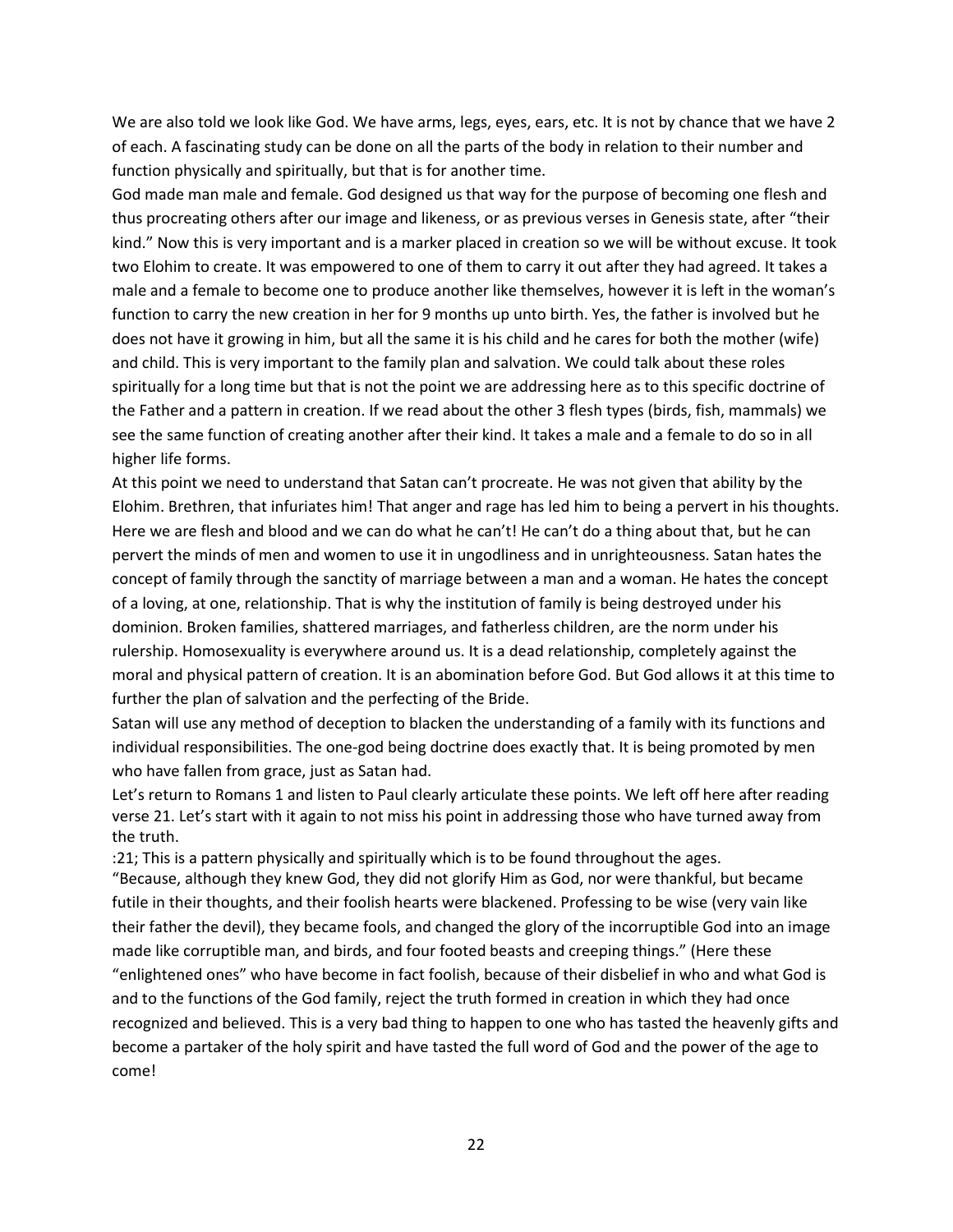We are also told we look like God. We have arms, legs, eyes, ears, etc. It is not by chance that we have 2 of each. A fascinating study can be done on all the parts of the body in relation to their number and function physically and spiritually, but that is for another time.

God made man male and female. God designed us that way for the purpose of becoming one flesh and thus procreating others after our image and likeness, or as previous verses in Genesis state, after "their kind." Now this is very important and is a marker placed in creation so we will be without excuse. It took two Elohim to create. It was empowered to one of them to carry it out after they had agreed. It takes a male and a female to become one to produce another like themselves, however it is left in the woman's function to carry the new creation in her for 9 months up unto birth. Yes, the father is involved but he does not have it growing in him, but all the same it is his child and he cares for both the mother (wife) and child. This is very important to the family plan and salvation. We could talk about these roles spiritually for a long time but that is not the point we are addressing here as to this specific doctrine of the Father and a pattern in creation. If we read about the other 3 flesh types (birds, fish, mammals) we see the same function of creating another after their kind. It takes a male and a female to do so in all higher life forms.

At this point we need to understand that Satan can't procreate. He was not given that ability by the Elohim. Brethren, that infuriates him! That anger and rage has led him to being a pervert in his thoughts. Here we are flesh and blood and we can do what he can't! He can't do a thing about that, but he can pervert the minds of men and women to use it in ungodliness and in unrighteousness. Satan hates the concept of family through the sanctity of marriage between a man and a woman. He hates the concept of a loving, at one, relationship. That is why the institution of family is being destroyed under his dominion. Broken families, shattered marriages, and fatherless children, are the norm under his rulership. Homosexuality is everywhere around us. It is a dead relationship, completely against the moral and physical pattern of creation. It is an abomination before God. But God allows it at this time to further the plan of salvation and the perfecting of the Bride.

Satan will use any method of deception to blacken the understanding of a family with its functions and individual responsibilities. The one-god being doctrine does exactly that. It is being promoted by men who have fallen from grace, just as Satan had.

Let's return to Romans 1 and listen to Paul clearly articulate these points. We left off here after reading verse 21. Let's start with it again to not miss his point in addressing those who have turned away from the truth.

:21; This is a pattern physically and spiritually which is to be found throughout the ages.

"Because, although they knew God, they did not glorify Him as God, nor were thankful, but became futile in their thoughts, and their foolish hearts were blackened. Professing to be wise (very vain like their father the devil), they became fools, and changed the glory of the incorruptible God into an image made like corruptible man, and birds, and four footed beasts and creeping things." (Here these "enlightened ones" who have become in fact foolish, because of their disbelief in who and what God is and to the functions of the God family, reject the truth formed in creation in which they had once recognized and believed. This is a very bad thing to happen to one who has tasted the heavenly gifts and become a partaker of the holy spirit and have tasted the full word of God and the power of the age to come!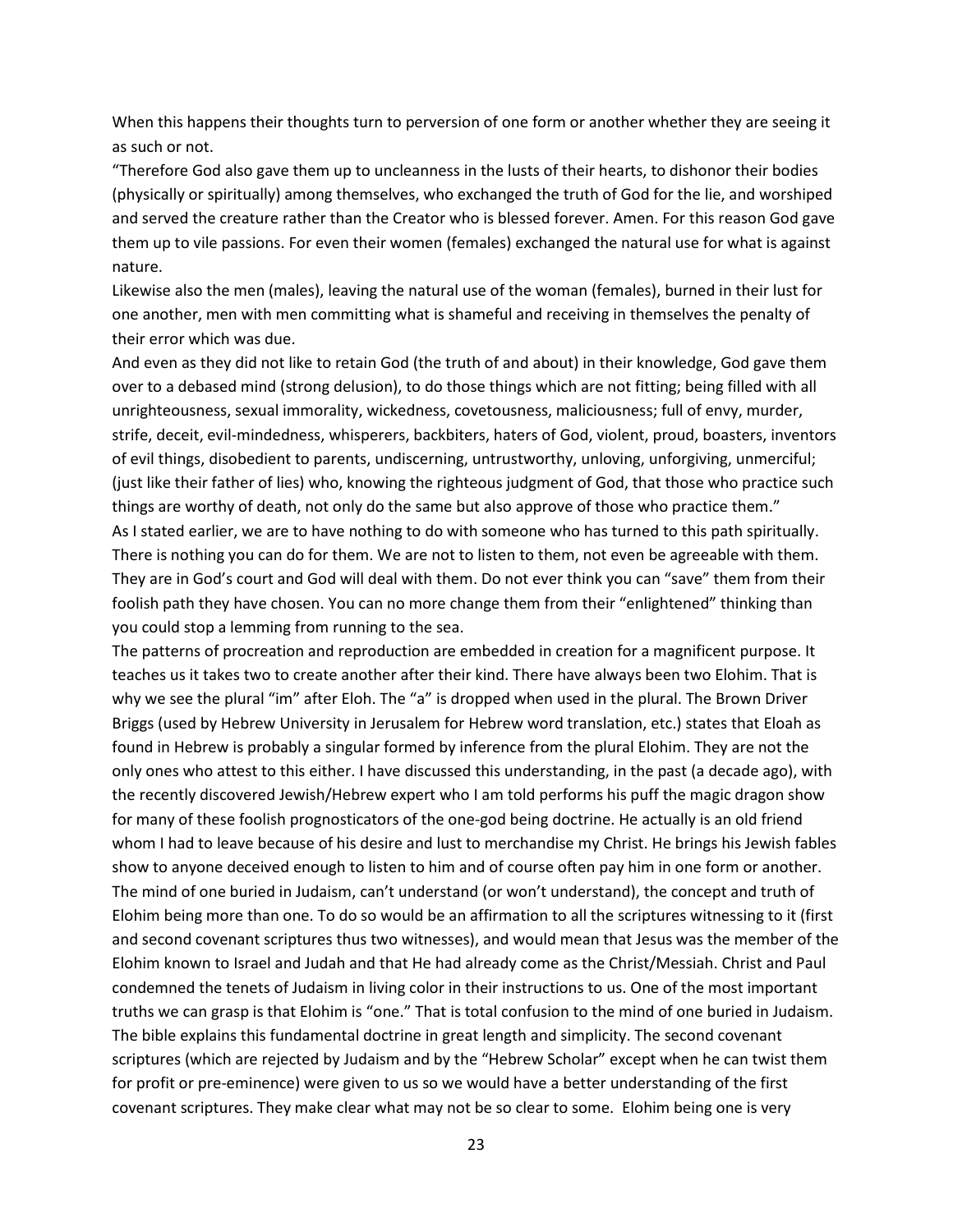When this happens their thoughts turn to perversion of one form or another whether they are seeing it as such or not.

"Therefore God also gave them up to uncleanness in the lusts of their hearts, to dishonor their bodies (physically or spiritually) among themselves, who exchanged the truth of God for the lie, and worshiped and served the creature rather than the Creator who is blessed forever. Amen. For this reason God gave them up to vile passions. For even their women (females) exchanged the natural use for what is against nature.

Likewise also the men (males), leaving the natural use of the woman (females), burned in their lust for one another, men with men committing what is shameful and receiving in themselves the penalty of their error which was due.

And even as they did not like to retain God (the truth of and about) in their knowledge, God gave them over to a debased mind (strong delusion), to do those things which are not fitting; being filled with all unrighteousness, sexual immorality, wickedness, covetousness, maliciousness; full of envy, murder, strife, deceit, evil-mindedness, whisperers, backbiters, haters of God, violent, proud, boasters, inventors of evil things, disobedient to parents, undiscerning, untrustworthy, unloving, unforgiving, unmerciful; (just like their father of lies) who, knowing the righteous judgment of God, that those who practice such things are worthy of death, not only do the same but also approve of those who practice them."

As I stated earlier, we are to have nothing to do with someone who has turned to this path spiritually. There is nothing you can do for them. We are not to listen to them, not even be agreeable with them. They are in God's court and God will deal with them. Do not ever think you can "save" them from their foolish path they have chosen. You can no more change them from their "enlightened" thinking than you could stop a lemming from running to the sea.

The patterns of procreation and reproduction are embedded in creation for a magnificent purpose. It teaches us it takes two to create another after their kind. There have always been two Elohim. That is why we see the plural "im" after Eloh. The "a" is dropped when used in the plural. The Brown Driver Briggs (used by Hebrew University in Jerusalem for Hebrew word translation, etc.) states that Eloah as found in Hebrew is probably a singular formed by inference from the plural Elohim. They are not the only ones who attest to this either. I have discussed this understanding, in the past (a decade ago), with the recently discovered Jewish/Hebrew expert who I am told performs his puff the magic dragon show for many of these foolish prognosticators of the one-god being doctrine. He actually is an old friend whom I had to leave because of his desire and lust to merchandise my Christ. He brings his Jewish fables show to anyone deceived enough to listen to him and of course often pay him in one form or another. The mind of one buried in Judaism, can't understand (or won't understand), the concept and truth of Elohim being more than one. To do so would be an affirmation to all the scriptures witnessing to it (first and second covenant scriptures thus two witnesses), and would mean that Jesus was the member of the Elohim known to Israel and Judah and that He had already come as the Christ/Messiah. Christ and Paul condemned the tenets of Judaism in living color in their instructions to us. One of the most important truths we can grasp is that Elohim is "one." That is total confusion to the mind of one buried in Judaism. The bible explains this fundamental doctrine in great length and simplicity. The second covenant scriptures (which are rejected by Judaism and by the "Hebrew Scholar" except when he can twist them for profit or pre-eminence) were given to us so we would have a better understanding of the first covenant scriptures. They make clear what may not be so clear to some. Elohim being one is very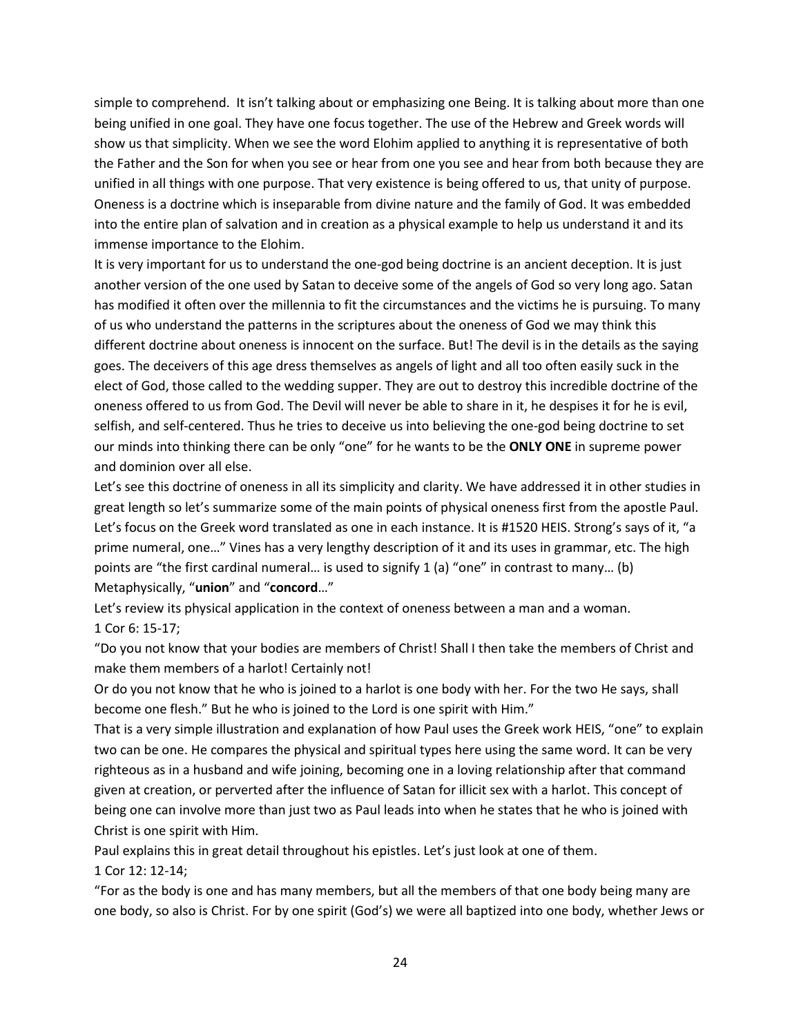simple to comprehend. It isn't talking about or emphasizing one Being. It is talking about more than one being unified in one goal. They have one focus together. The use of the Hebrew and Greek words will show us that simplicity. When we see the word Elohim applied to anything it is representative of both the Father and the Son for when you see or hear from one you see and hear from both because they are unified in all things with one purpose. That very existence is being offered to us, that unity of purpose. Oneness is a doctrine which is inseparable from divine nature and the family of God. It was embedded into the entire plan of salvation and in creation as a physical example to help us understand it and its immense importance to the Elohim.

It is very important for us to understand the one-god being doctrine is an ancient deception. It is just another version of the one used by Satan to deceive some of the angels of God so very long ago. Satan has modified it often over the millennia to fit the circumstances and the victims he is pursuing. To many of us who understand the patterns in the scriptures about the oneness of God we may think this different doctrine about oneness is innocent on the surface. But! The devil is in the details as the saying goes. The deceivers of this age dress themselves as angels of light and all too often easily suck in the elect of God, those called to the wedding supper. They are out to destroy this incredible doctrine of the oneness offered to us from God. The Devil will never be able to share in it, he despises it for he is evil, selfish, and self-centered. Thus he tries to deceive us into believing the one-god being doctrine to set our minds into thinking there can be only "one" for he wants to be the **ONLY ONE** in supreme power and dominion over all else.

Let's see this doctrine of oneness in all its simplicity and clarity. We have addressed it in other studies in great length so let's summarize some of the main points of physical oneness first from the apostle Paul. Let's focus on the Greek word translated as one in each instance. It is #1520 HEIS. Strong's says of it, "a prime numeral, one…" Vines has a very lengthy description of it and its uses in grammar, etc. The high points are "the first cardinal numeral… is used to signify 1 (a) "one" in contrast to many… (b) Metaphysically, "**union**" and "**concord**…"

Let's review its physical application in the context of oneness between a man and a woman.

1 Cor 6: 15-17;

"Do you not know that your bodies are members of Christ! Shall I then take the members of Christ and make them members of a harlot! Certainly not!

Or do you not know that he who is joined to a harlot is one body with her. For the two He says, shall become one flesh." But he who is joined to the Lord is one spirit with Him."

That is a very simple illustration and explanation of how Paul uses the Greek work HEIS, "one" to explain two can be one. He compares the physical and spiritual types here using the same word. It can be very righteous as in a husband and wife joining, becoming one in a loving relationship after that command given at creation, or perverted after the influence of Satan for illicit sex with a harlot. This concept of being one can involve more than just two as Paul leads into when he states that he who is joined with Christ is one spirit with Him.

Paul explains this in great detail throughout his epistles. Let's just look at one of them.

1 Cor 12: 12-14;

"For as the body is one and has many members, but all the members of that one body being many are one body, so also is Christ. For by one spirit (God's) we were all baptized into one body, whether Jews or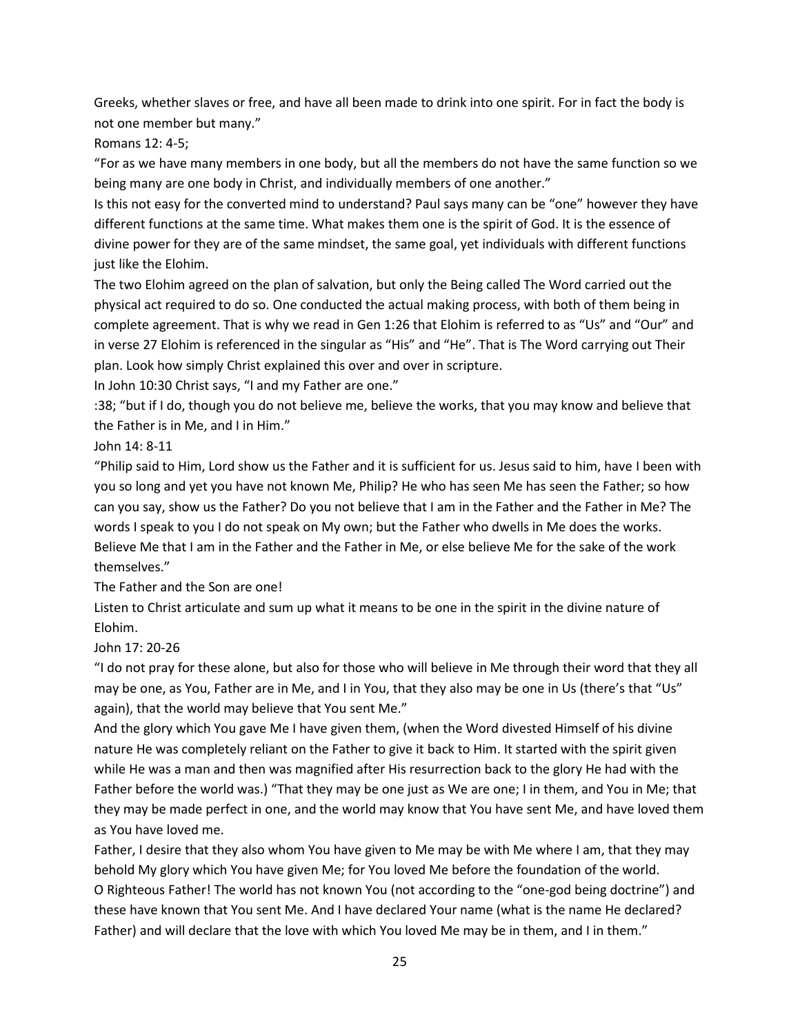Greeks, whether slaves or free, and have all been made to drink into one spirit. For in fact the body is not one member but many."

Romans 12: 4-5;

"For as we have many members in one body, but all the members do not have the same function so we being many are one body in Christ, and individually members of one another."

Is this not easy for the converted mind to understand? Paul says many can be "one" however they have different functions at the same time. What makes them one is the spirit of God. It is the essence of divine power for they are of the same mindset, the same goal, yet individuals with different functions just like the Elohim.

The two Elohim agreed on the plan of salvation, but only the Being called The Word carried out the physical act required to do so. One conducted the actual making process, with both of them being in complete agreement. That is why we read in Gen 1:26 that Elohim is referred to as "Us" and "Our" and in verse 27 Elohim is referenced in the singular as "His" and "He". That is The Word carrying out Their plan. Look how simply Christ explained this over and over in scripture.

In John 10:30 Christ says, "I and my Father are one."

:38; "but if I do, though you do not believe me, believe the works, that you may know and believe that the Father is in Me, and I in Him."

John 14: 8-11

"Philip said to Him, Lord show us the Father and it is sufficient for us. Jesus said to him, have I been with you so long and yet you have not known Me, Philip? He who has seen Me has seen the Father; so how can you say, show us the Father? Do you not believe that I am in the Father and the Father in Me? The words I speak to you I do not speak on My own; but the Father who dwells in Me does the works. Believe Me that I am in the Father and the Father in Me, or else believe Me for the sake of the work themselves."

The Father and the Son are one!

Listen to Christ articulate and sum up what it means to be one in the spirit in the divine nature of Elohim.

John 17: 20-26

"I do not pray for these alone, but also for those who will believe in Me through their word that they all may be one, as You, Father are in Me, and I in You, that they also may be one in Us (there's that "Us" again), that the world may believe that You sent Me."

And the glory which You gave Me I have given them, (when the Word divested Himself of his divine nature He was completely reliant on the Father to give it back to Him. It started with the spirit given while He was a man and then was magnified after His resurrection back to the glory He had with the Father before the world was.) "That they may be one just as We are one; I in them, and You in Me; that they may be made perfect in one, and the world may know that You have sent Me, and have loved them as You have loved me.

Father, I desire that they also whom You have given to Me may be with Me where I am, that they may behold My glory which You have given Me; for You loved Me before the foundation of the world.

O Righteous Father! The world has not known You (not according to the "one-god being doctrine") and these have known that You sent Me. And I have declared Your name (what is the name He declared? Father) and will declare that the love with which You loved Me may be in them, and I in them."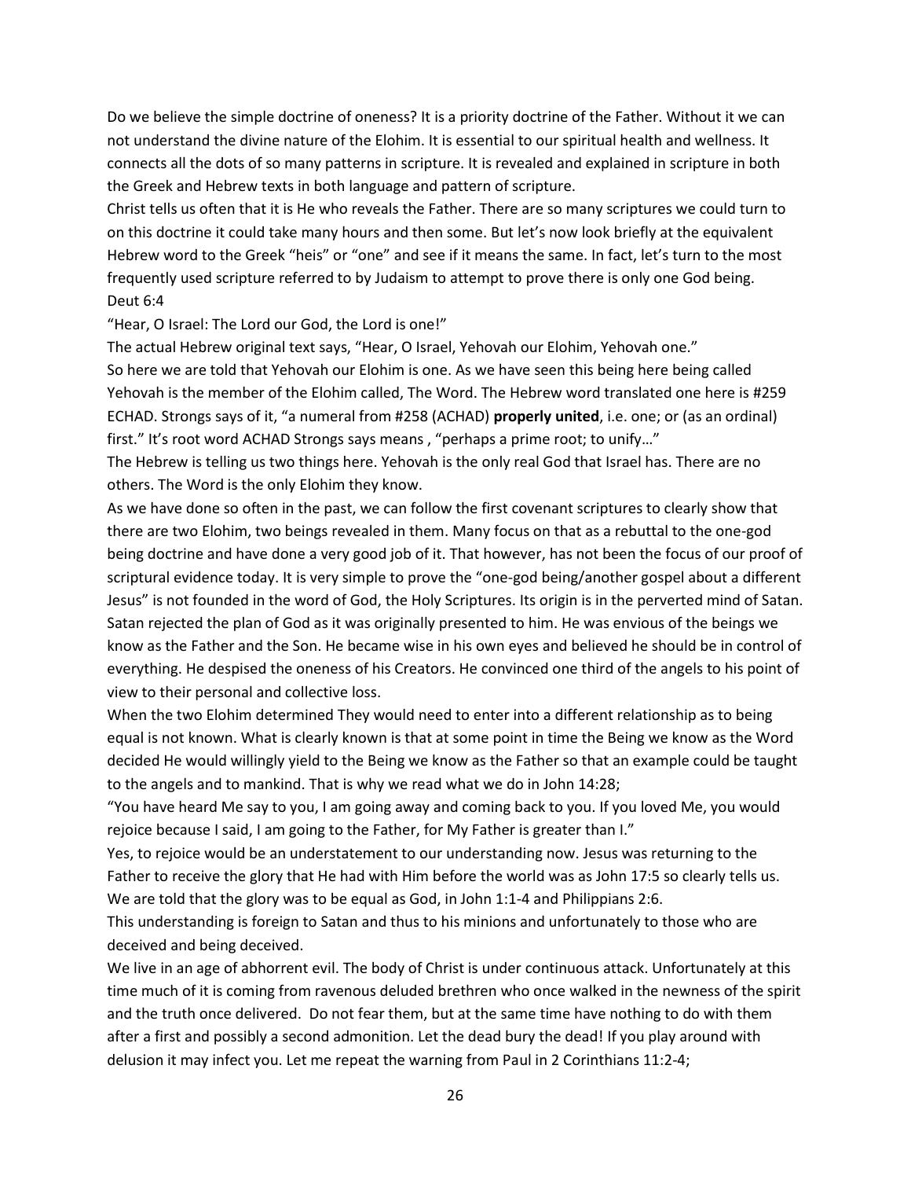Do we believe the simple doctrine of oneness? It is a priority doctrine of the Father. Without it we can not understand the divine nature of the Elohim. It is essential to our spiritual health and wellness. It connects all the dots of so many patterns in scripture. It is revealed and explained in scripture in both the Greek and Hebrew texts in both language and pattern of scripture.

Christ tells us often that it is He who reveals the Father. There are so many scriptures we could turn to on this doctrine it could take many hours and then some. But let's now look briefly at the equivalent Hebrew word to the Greek "heis" or "one" and see if it means the same. In fact, let's turn to the most frequently used scripture referred to by Judaism to attempt to prove there is only one God being.

Deut 6:4

"Hear, O Israel: The Lord our God, the Lord is one!"

The actual Hebrew original text says, "Hear, O Israel, Yehovah our Elohim, Yehovah one."

So here we are told that Yehovah our Elohim is one. As we have seen this being here being called Yehovah is the member of the Elohim called, The Word. The Hebrew word translated one here is #259 ECHAD. Strongs says of it, "a numeral from #258 (ACHAD) **properly united**, i.e. one; or (as an ordinal) first." It's root word ACHAD Strongs says means , "perhaps a prime root; to unify…"

The Hebrew is telling us two things here. Yehovah is the only real God that Israel has. There are no others. The Word is the only Elohim they know.

As we have done so often in the past, we can follow the first covenant scriptures to clearly show that there are two Elohim, two beings revealed in them. Many focus on that as a rebuttal to the one-god being doctrine and have done a very good job of it. That however, has not been the focus of our proof of scriptural evidence today. It is very simple to prove the "one-god being/another gospel about a different Jesus" is not founded in the word of God, the Holy Scriptures. Its origin is in the perverted mind of Satan. Satan rejected the plan of God as it was originally presented to him. He was envious of the beings we know as the Father and the Son. He became wise in his own eyes and believed he should be in control of everything. He despised the oneness of his Creators. He convinced one third of the angels to his point of view to their personal and collective loss.

When the two Elohim determined They would need to enter into a different relationship as to being equal is not known. What is clearly known is that at some point in time the Being we know as the Word decided He would willingly yield to the Being we know as the Father so that an example could be taught to the angels and to mankind. That is why we read what we do in John 14:28;

"You have heard Me say to you, I am going away and coming back to you. If you loved Me, you would rejoice because I said, I am going to the Father, for My Father is greater than I."

Yes, to rejoice would be an understatement to our understanding now. Jesus was returning to the Father to receive the glory that He had with Him before the world was as John 17:5 so clearly tells us. We are told that the glory was to be equal as God, in John 1:1-4 and Philippians 2:6.

This understanding is foreign to Satan and thus to his minions and unfortunately to those who are deceived and being deceived.

We live in an age of abhorrent evil. The body of Christ is under continuous attack. Unfortunately at this time much of it is coming from ravenous deluded brethren who once walked in the newness of the spirit and the truth once delivered. Do not fear them, but at the same time have nothing to do with them after a first and possibly a second admonition. Let the dead bury the dead! If you play around with delusion it may infect you. Let me repeat the warning from Paul in 2 Corinthians 11:2-4;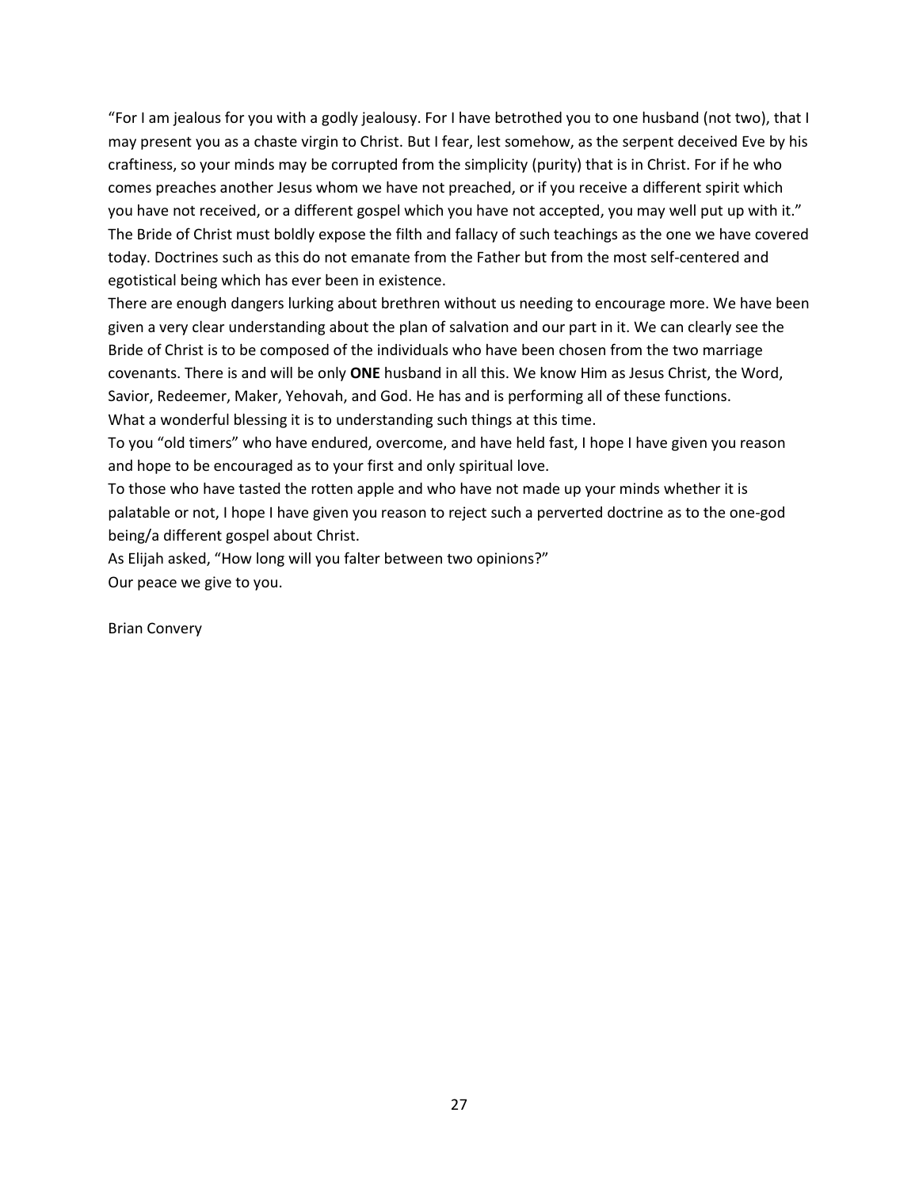"For I am jealous for you with a godly jealousy. For I have betrothed you to one husband (not two), that I may present you as a chaste virgin to Christ. But I fear, lest somehow, as the serpent deceived Eve by his craftiness, so your minds may be corrupted from the simplicity (purity) that is in Christ. For if he who comes preaches another Jesus whom we have not preached, or if you receive a different spirit which you have not received, or a different gospel which you have not accepted, you may well put up with it."

The Bride of Christ must boldly expose the filth and fallacy of such teachings as the one we have covered today. Doctrines such as this do not emanate from the Father but from the most self-centered and egotistical being which has ever been in existence.

There are enough dangers lurking about brethren without us needing to encourage more. We have been given a very clear understanding about the plan of salvation and our part in it. We can clearly see the Bride of Christ is to be composed of the individuals who have been chosen from the two marriage covenants. There is and will be only **ONE** husband in all this. We know Him as Jesus Christ, the Word, Savior, Redeemer, Maker, Yehovah, and God. He has and is performing all of these functions.

What a wonderful blessing it is to understanding such things at this time.

To you "old timers" who have endured, overcome, and have held fast, I hope I have given you reason and hope to be encouraged as to your first and only spiritual love.

To those who have tasted the rotten apple and who have not made up your minds whether it is palatable or not, I hope I have given you reason to reject such a perverted doctrine as to the one-god being/a different gospel about Christ.

As Elijah asked, "How long will you falter between two opinions?"

Our peace we give to you.

Brian Convery